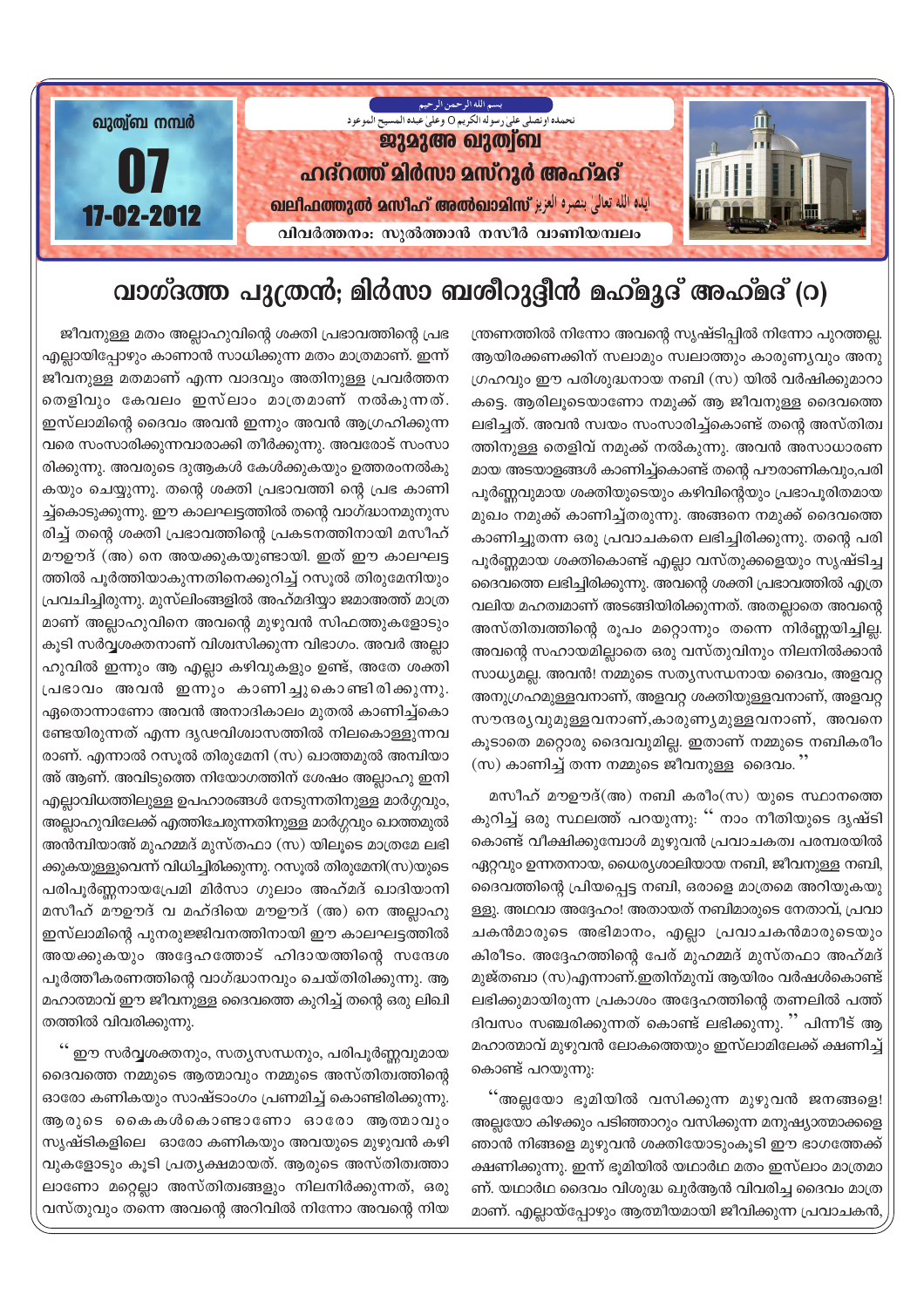ഖുത്വ്ബ നമ്പർ

# 07

17-02-2012

بسم الله الرحمن الرحيم

نحمده ونصلي على رسوله الكريم O وعلى عبده المسيح الموعود

**ജുമുഅ ഖുത്വ്ബ**

**ഹദ്റത്ത് മിർസാ മസ്റൂർ അഹ്മദ്**

**ഖലീഫത്തുൽ മസീഹ് അൽഖാമിസ്** ایده الله تعالیٰ بنصره العزیز

വിവർത്തനം: സുൽത്താൻ നസീർ വാണിയമ്പലം

# വാഗ്ദത്ത പുത്രൻ; മിർസാ ബശീറുദ്ദീൻ മഹ്മൂദ് അഹ്മദ് (റ)

ജീവനുള്ള മതം അല്ലാഹുവിന്റെ ശക്തി പ്രഭാവത്തിന്റെ പ്രഭ എല്ലായിപ്പോഴും കാണാൻ സാധിക്കുന്ന മതം മാത്രമാണ്. ഇന്ന് ജീവനുള്ള മതമാണ് എന്ന വാദവും അതിനുള്ള പ്രവർത്തന തെളിവും കേവലം ഇസ്‌ലാം മാത്രമാണ് നൽകുന്നത്. ഇസ്‌ലാമിന്റെ ദൈവം അവൻ ഇന്നും അവൻ ആഗ്രഹിക്കുന്ന വരെ സംസാരിക്കുന്നവരാക്കി തീർക്കുന്നു. അവരോട് സംസാരിക്കുന്നു. അവരുടെ ദുആകൾ കേൾക്കുകയും ഉത്തരംനൽകുകയും ചെയ്യുന്നു. തന്റെ ശക്തി പ്രഭാവത്തി ന്റെ പ്രഭ കാണിച്ച്കൊടുക്കുന്നു. ഈ കാലഘട്ടത്തിൽ തന്റെ വാഗ്ദാനമനുസരിച്ച് തന്റെ ശക്തി പ്രഭാവത്തിന്റെ പ്രകടനത്തിനായി മസീഹ് മൗഊദ് (അ) നെ അയക്കുകയുണ്ടായി. ഇത് ഈ കാലഘട്ടത്തിൽ പൂർത്തിയാകുന്നതിനെക്കുറിച്ച് റസൂൽ തിരുമേനിയും പ്രവചിച്ചിരുന്നു. മുസ്‌ലിംങ്ങളിൽ അഹ്മദിയ്യാ ജമാഅത്ത് മാത്രമാണ് അല്ലാഹുവിനെ അവന്റെ മുഴുവൻ സിഫത്തുകളോടും കൂടി സർവ്വശക്തനാണ് വിശ്വസിക്കുന്ന വിഭാഗം. അവർ അല്ലാഹുവിൽ ഇന്നും ആ എല്ലാ കഴിവുകളും ഉണ്ട്, അതേ ശക്തി പ്രഭാവം അവൻ ഇന്നും കാണിച്ചുകൊണ്ടിരിക്കുന്നു. ഏതൊന്നാണോ അവൻ അനാദികാലം മുതൽ കാണിച്ച്കൊണ്ടേയിരുന്നത് എന്ന ദൃഢവിശ്വാസത്തിൽ നിലകൊള്ളുന്നവരാണ്. എന്നാൽ റസൂൽ തിരുമേനി (സ) ഖാത്തമുൽ അമ്പിയാഅ് ആണ്. അവിടുത്തെ നിയോഗത്തിന് ശേഷം അല്ലാഹു ഇനി എല്ലാവിധത്തിലുമുള്ള ഉപഹാരങ്ങൾ നേടുന്നതിനുള്ള മാർഗ്ഗവും, അല്ലാഹുവിലേക്ക് എത്തിചേരുന്നതിനുള്ള മാർഗ്ഗവും ഖാത്തമുൽ അൻമ്പിയാഅ് മുഹമ്മദ് മുസ്തഫാ (സ) യിലൂടെ മാത്രമേ ലഭിക്കുകയുള്ളുവെന്ന് വിധിച്ചിരിക്കുന്നു. റസൂൽ തിരുമേനി(സ)യുടെ പരിപൂർണ്ണനായപ്രേമി മിർസാ ഗുലാം അഹ്മദ് ഖാദിയാനി മസീഹ് മൗഊദ് വ മഹ്ദിയെ മൗഊദ് (അ) നെ അല്ലാഹു ഇസ്‌ലാമിന്റെ പുനരുജ്ജീവനത്തിനായി ഈ കാലഘട്ടത്തിൽ അയക്കുകയും അദ്ദേഹത്തോട് ഹിദായത്തിന്റെ സന്ദേശ പൂർത്തീകരണത്തിന്റെ വാഗ്ദാനവും ചെയ്തിരിക്കുന്നു. ആ മഹാത്മാവ് ഈ ജീവനുള്ള ദൈവത്തെ കുറിച്ച് തന്റെ ഒരു ലിഖിതത്തിൽ വിവരിക്കുന്നു.

" ഈ സർവ്വശക്തനും, സത്യസന്ധനും, പരിപൂർണ്ണവുമായ ദൈവത്തെ നമ്മുടെ ആത്മാവും നമ്മുടെ അസ്തിത്വത്തിന്റെ ഓരോ കണികയും സാഷ്ടാംഗം പ്രണമിച്ച് കൊണ്ടിരിക്കുന്നു. ആരുടെ കൈകൾകൊണ്ടാണോ ഓരോ ആത്മാവും സൃഷ്ടികളിലെ ഓരോ കണികയും അവയുടെ മുഴുവൻ കഴിവുകളോടും കൂടി പ്രത്യക്ഷമായത്. ആരുടെ അസ്തിത്വത്താലാണോ മറ്റെല്ലാ അസ്തിത്വങ്ങളും നിലനിർക്കുന്നത്, ഒരു വസ്തുവും തന്നെ അവന്റെ അറിവിൽ നിന്നോ അവന്റെ നിയന്ത്രണത്തിൽ നിന്നോ അവന്റെ സൃഷ്ടിപ്പിൽ നിന്നോ പുറത്തല്ല. ആയിരക്കണക്കിന് സലാമും സ്വലാത്തും കാരുണ്യവും അനുഗ്രഹവും ഈ പരിശുദ്ധനായ നബി (സ) യിൽ വർഷിക്കുമാറാകട്ടെ. ആരിലൂടെയാണോ നമുക്ക് ആ ജീവനുള്ള ദൈവത്തെ ലഭിച്ചത്. അവൻ സ്വയം സംസാരിച്ച്കൊണ്ട് തന്റെ അസ്തിത്വത്തിനുള്ള തെളിവ് നമുക്ക് നൽകുന്നു. അവൻ അസാധാരണമായ അടയാളങ്ങൾ കാണിച്ച്കൊണ്ട് തന്റെ പൗരാണികവും,പരിപൂർണ്ണവുമായ ശക്തിയുടെയും കഴിവിന്റെയും പ്രഭാപൂരിതമായ മുഖം നമുക്ക് കാണിച്ച്തരുന്നു. അങ്ങനെ നമുക്ക് ദൈവത്തെ കാണിച്ചുതന്ന ഒരു പ്രവാചകനെ ലഭിച്ചിരിക്കുന്നു. തന്റെ പരിപൂർണ്ണമായ ശക്തികൊണ്ട് എല്ലാ വസ്തുക്കളെയും സൃഷ്ടിച്ച ദൈവത്തെ ലഭിച്ചിരിക്കുന്നു. അവന്റെ ശക്തി പ്രഭാവത്തിൽ എത്ര വലിയ മഹത്വമാണ് അടങ്ങിയിരിക്കുന്നത്. അതല്ലാതെ അവന്റെ അസ്തിത്വത്തിന്റെ രൂപം മറ്റൊന്നും തന്നെ നിർണ്ണയിച്ചില്ല. അവന്റെ സഹായമില്ലാതെ ഒരു വസ്തുവിനും നിലനിൽക്കാൻ സാധ്യമല്ല. അവൻ! നമ്മുടെ സത്യസന്ധനായ ദൈവം, അളവറ്റ അനുഗ്രഹമുള്ളവനാണ്, അളവറ്റ ശക്തിയുള്ളവനാണ്, അളവറ്റ സൗന്ദര്യവുമുള്ളവനാണ്,കാരുണ്യമുള്ളവനാണ്, അവനെ കൂടാതെ മറ്റൊരു ദൈവവുമില്ല. ഇതാണ് നമ്മുടെ നബികരീം (സ) കാണിച്ച് തന്ന നമ്മുടെ ജീവനുള്ള ദൈവം. "

മസീഹ് മൗഊദ്(അ) നബി കരീം(സ) യുടെ സ്ഥാനത്തെ കുറിച്ച് ഒരു സ്ഥലത്ത് പറയുന്നു: " നാം നീതിയുടെ ദൃഷ്ടി കൊണ്ട് വീക്ഷിക്കുമ്പോൾ മുഴുവൻ പ്രവാചകത്വ പരമ്പരയിൽ ഏറ്റവും ഉന്നതനായ, ധൈര്യശാലിയായ നബി, ജീവനുള്ള നബി, ദൈവത്തിന്റെ പ്രിയപ്പെട്ട നബി, ഒരാളെ മാത്രമെ അറിയുകയുള്ളു. അഥവാ അദ്ദേഹം! അതായത് നബിമാരുടെ നേതാവ്, പ്രവാചകൻമാരുടെ അഭിമാനം, എല്ലാ പ്രവാചകൻമാരുടെയും കിരീടം. അദ്ദേഹത്തിന്റെ പേര് മുഹമ്മദ് മുസ്തഫാ അഹ്മദ് മുജ്തബാ (സ)എന്നാണ്.ഇതിന്മുമ്പ് ആയിരം വർഷംകൊണ്ട് ലഭിക്കുമായിരുന്ന പ്രകാശം അദ്ദേഹത്തിന്റെ തണലിൽ പത്ത് ദിവസം സഞ്ചരിക്കുന്നത് കൊണ്ട് ലഭിക്കുന്നു. " പിന്നീട് ആ മഹാത്മാവ് മുഴുവൻ ലോകത്തെയും ഇസ്‌ലാമിലേക്ക് ക്ഷണിച്ച് കൊണ്ട് പറയുന്നു:

"അല്ലയോ ഭൂമിയിൽ വസിക്കുന്ന മുഴുവൻ ജനങ്ങളെ! അല്ലയോ കിഴക്കും പടിഞ്ഞാറും വസിക്കുന്ന മനുഷ്യാത്മാക്കളെ ഞാൻ നിങ്ങളെ മുഴുവൻ ശക്തിയോടുംകൂടി ഈ ഭാഗത്തേക്ക് ക്ഷണിക്കുന്നു. ഇന്ന് ഭൂമിയിൽ യഥാർഥ മതം ഇസ്‌ലാം മാത്രമാണ്. യഥാർഥ ദൈവം വിശുദ്ധ ഖുർആൻ വിവരിച്ച ദൈവം മാത്രമാണ്. എല്ലായ്പ്പോഴും ആത്മീയമായി ജീവിക്കുന്ന പ്രവാചകൻ,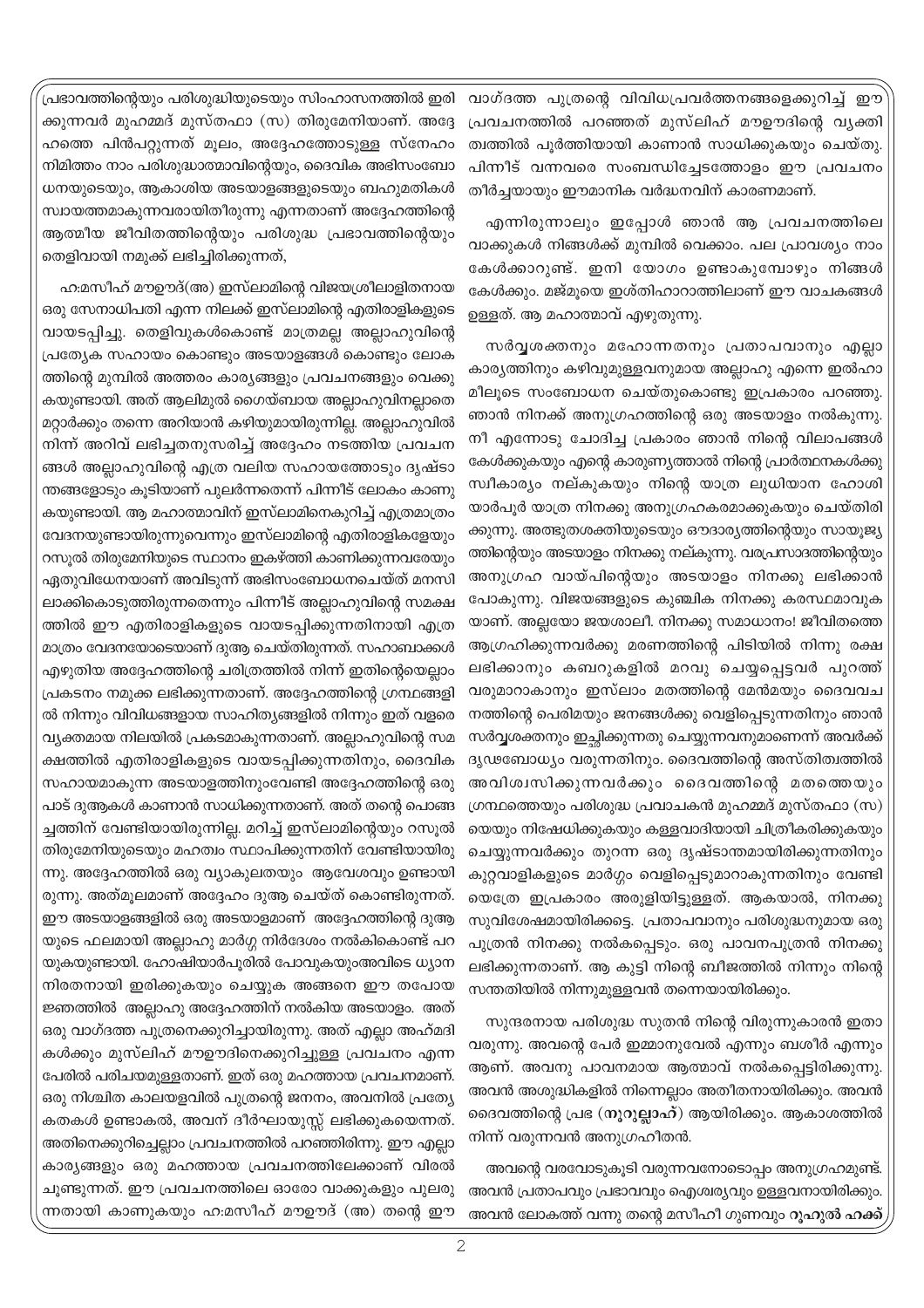പ്രഭാവത്തിന്റെയും പരിശുദ്ധിയുടെയും സിംഹാസനത്തിൽ ഇരിക്കുന്നവർ മുഹമ്മദ് മുസ്തഫാ (സ) തിരുമേനിയാണ്. അദ്ദേഹത്തെ പിൻപറ്റുന്നത് മൂലം, അദ്ദേഹത്തോടുള്ള സ്നേഹം നിമിത്തം നാം പരിശുദ്ധാത്മാവിന്റെയും, ദൈവിക അഭിസംബോധനയുടെയും, ആകാശിയ അടയാളങ്ങളുടെയും ബഹുമതികൾ സ്വായത്തമാകുന്നവരായിതീരുന്നു എന്നതാണ് അദ്ദേഹത്തിന്റെ ആത്മീയ ജീവിതത്തിന്റെയും പരിശുദ്ധ പ്രഭാവത്തിന്റെയും തെളിവായി നമുക്ക് ലഭിച്ചിരിക്കുന്നത്,

ഹ:മസീഹ് മൗഊദ്(അ) ഇസ്‌ലാമിന്റെ വിജയശ്രീലാളിതനായ ഒരു സേനാധിപതി എന്ന നിലക്ക് ഇസ്‌ലാമിന്റെ എതിരാളികളുടെ വായടപ്പിച്ചു. തെളിവുകൾകൊണ്ട് മാത്രമല്ല അല്ലാഹുവിന്റെ പ്രത്യേക സഹായം കൊണ്ടും അടയാളങ്ങൾ കൊണ്ടും ലോകത്തിന്റെ മുമ്പിൽ അത്തരം കാര്യങ്ങളും പ്രവചനങ്ങളും വെക്കുകയുണ്ടായി. അത് ആലിമുൽ ഗൈയ്ബായ അല്ലാഹുവിനല്ലാതെ മറ്റാർക്കും തന്നെ അറിയാൻ കഴിയുമായിരുന്നില്ല. അല്ലാഹുവിൽ നിന്ന് അറിവ് ലഭിച്ചതനുസരിച്ച് അദ്ദേഹം നടത്തിയ പ്രവചനങ്ങൾ അല്ലാഹുവിന്റെ എത്ര വലിയ സഹായത്തോടും ദൃഷ്ടാന്തങ്ങളോടും കൂടിയാണ് പുലർന്നതെന്ന് പിന്നീട് ലോകം കാണുകയുണ്ടായി. ആ മഹാത്മാവിന് ഇസ്‌ലാമിനെകുറിച്ച് എത്രമാത്രം വേദനയുണ്ടായിരുന്നുവെന്നും ഇസ്‌ലാമിന്റെ എതിരാളികളേയും റസൂൽ തിരുമേനിയുടെ സ്ഥാനം ഇകഴ്ത്തി കാണിക്കുന്നവരേയും ഏതുവിധേനയാണ് അവിടുന്ന് അഭിസംബോധനചെയ്ത് മനസിലാക്കികൊടുത്തിരുന്നതെന്നും പിന്നീട് അല്ലാഹുവിന്റെ സമക്ഷത്തിൽ ഈ എതിരാളികളുടെ വായടപ്പിക്കുന്നതിനായി എത്രമാത്രം വേദനയോടെയാണ് ദുആ ചെയ്തിരുന്നത്. സഹാബാക്കൾ എഴുതിയ അദ്ദേഹത്തിന്റെ ചരിത്രത്തിൽ നിന്ന് ഇതിന്റെയെല്ലാം പ്രകടനം നമുക്ക ലഭിക്കുന്നതാണ്. അദ്ദേഹത്തിന്റെ ഗ്രന്ഥങ്ങളിൽ നിന്നും വിവിധങ്ങളായ സാഹിത്യങ്ങളിൽ നിന്നും ഇത് വളരെ വ്യക്തമായ നിലയിൽ പ്രകടമാകുന്നതാണ്. അല്ലാഹുവിന്റെ സമക്ഷത്തിൽ എതിരാളികളുടെ വായടപ്പിക്കുന്നതിനും, ദൈവിക സഹായമാകുന്ന അടയാളത്തിനുംവേണ്ടി അദ്ദേഹത്തിന്റെ ഒരുപാട് ദുആകൾ കാണാൻ സാധിക്കുന്നതാണ്. അത് തന്റെ പൊങ്ങച്ചത്തിന് വേണ്ടിയായിരുന്നില്ല. മറിച്ച് ഇസ്‌ലാമിന്റെയും റസൂൽ തിരുമേനിയുടെയും മഹത്വം സ്ഥാപിക്കുന്നതിന് വേണ്ടിയായിരുന്നു. അദ്ദേഹത്തിൽ ഒരു വ്യാകുലതയും ആവേശവും ഉണ്ടായിരുന്നു. അത്മൂലമാണ് അദ്ദേഹം ദുആ ചെയ്ത് കൊണ്ടിരുന്നത്. ഈ അടയാളങ്ങളിൽ ഒരു അടയാളമാണ് അദ്ദേഹത്തിന്റെ ദുആയുടെ ഫലമായി അല്ലാഹു മാർഗ്ഗ നിർദേശം നൽകികൊണ്ട് പറയുകയുണ്ടായി. ഹോഷിയാർപൂരിൽ പോവുകയുംഅവിടെ ധ്യാന നിരതനായി ഇരിക്കുകയും ചെയ്യുക അങ്ങനെ ഈ തപോയജ്ഞത്തിൽ അല്ലാഹു അദ്ദേഹത്തിന് നൽകിയ അടയാളം. അത് ഒരു വാഗ്ദത്ത പുത്രനെക്കുറിച്ചായിരുന്നു. അത് എല്ലാ അഹ്മദികൾക്കും മുസ്‌ലിഹ് മൗഊദിനെക്കുറിച്ചുള്ള പ്രവചനം എന്ന പേരിൽ പരിചയമുള്ളതാണ്. ഇത് ഒരു മഹത്തായ പ്രവചനമാണ്. ഒരു നിശ്ചിത കാലയളവിൽ പുത്രന്റെ ജനനം, അവനിൽ പ്രത്യേകതകൾ ഉണ്ടാകൽ, അവന് ദീർഘായുസ്സ് ലഭിക്കുകയെന്നത്. അതിനെക്കുറിച്ചെല്ലാം പ്രവചനത്തിൽ പറഞ്ഞിരിന്നു. ഈ എല്ലാ കാര്യങ്ങളും ഒരു മഹത്തായ പ്രവചനത്തിലേക്കാണ് വിരൽ ചൂണ്ടുന്നത്. ഈ പ്രവചനത്തിലെ ഓരോ വാക്കുകളും പുലരുന്നതായി കാണുകയും ഹ:മസീഹ് മൗഊദ് (അ) തന്റെ ഈ വാഗ്ദത്ത പുത്രന്റെ വിവിധപ്രവർത്തനങ്ങളെക്കുറിച്ച് ഈ പ്രവചനത്തിൽ പറഞ്ഞത് മുസ്‌ലിഹ് മൗഊദിന്റെ വ്യക്തിത്വത്തിൽ പൂർത്തിയായി കാണാൻ സാധിക്കുകയും ചെയ്തു. പിന്നീട് വന്നവരെ സംബന്ധിച്ചേടത്തോളം ഈ പ്രവചനം തീർച്ചയായും ഈമാനിക വർദ്ധനവിന് കാരണമാണ്.

എന്നിരുന്നാലും ഇപ്പോൾ ഞാൻ ആ പ്രവചനത്തിലെ വാക്കുകൾ നിങ്ങൾക്ക് മുമ്പിൽ വെക്കാം. പല പ്രാവശ്യം നാം കേൾക്കാറുണ്ട്. ഇനി യോഗം ഉണ്ടാകുമ്പോഴും നിങ്ങൾ കേൾക്കും. മജ്മൂയെ ഇശ്തിഹാറാത്തിലാണ് ഈ വാചകങ്ങൾ ഉള്ളത്. ആ മഹാത്മാവ് എഴുതുന്നു.

സർവ്വശക്തനും മഹോന്നതനും പ്രതാപവാനും എല്ലാ കാര്യത്തിനും കഴിവുമുള്ളവനുമായ അല്ലാഹു എന്നെ ഇൽഹാമിലൂടെ സംബോധന ചെയ്തുകൊണ്ടു ഇപ്രകാരം പറഞ്ഞു. ഞാൻ നിനക്ക് അനുഗ്രഹത്തിന്റെ ഒരു അടയാളം നൽകുന്നു. നീ എന്നോടു ചോദിച്ച പ്രകാരം ഞാൻ നിന്റെ വിലാപങ്ങൾ കേൾക്കുകയും എന്റെ കാരുണ്യത്താൽ നിന്റെ പ്രാർത്ഥനകൾക്കു സ്വീകാര്യം നല്കുകയും നിന്റെ യാത്ര ലുധിയാന ഹോശിയാർപൂർ യാത്ര നിനക്കു അനുഗ്രഹകരമാക്കുകയും ചെയ്തിരിക്കുന്നു. അത്ഭുതശക്തിയുടെയും ഔദാര്യത്തിന്റെയും സായൂജ്യത്തിന്റെയും അടയാളം നിനക്കു നല്കുന്നു. വരപ്രസാദത്തിന്റെയും അനുഗ്രഹ വായ്പിന്റെയും അടയാളം നിനക്കു ലഭിക്കാൻ പോകുന്നു. വിജയങ്ങളുടെ കുഞ്ചിക നിനക്കു കരസ്ഥമാവുകയാണ്. അല്ലയോ ജയശാലീ. നിനക്കു സമാധാനം! ജീവിതത്തെ ആഗ്രഹിക്കുന്നവർക്കു മരണത്തിന്റെ പിടിയിൽ നിന്നു രക്ഷ ലഭിക്കാനും കബറുകളിൽ മറവു ചെയ്യപ്പെട്ടവർ പുറത്ത് വരുമാറാകാനും ഇസ്‌ലാം മതത്തിന്റെ മേൻമയും ദൈവവചനത്തിന്റെ പെരിമയും ജനങ്ങൾക്കു വെളിപ്പെടുന്നതിനും ഞാൻ സർവ്വശക്തനും ഇച്ഛിക്കുന്നതു ചെയ്യുന്നവനുമാണെന്ന് അവർക്ക് ദൃഢബോധ്യം വരുന്നതിനും. ദൈവത്തിന്റെ അസ്തിത്വത്തിൽ അവിശ്വസിക്കുന്നവർക്കും ദൈവത്തിന്റെ മതത്തെയും ഗ്രന്ഥത്തെയും പരിശുദ്ധ പ്രവാചകൻ മുഹമ്മദ് മുസ്തഫാ (സ) യെയും നിഷേധിക്കുകയും കള്ളവാദിയായി ചിത്രീകരിക്കുകയും ചെയ്യുന്നവർക്കും തുറന്ന ഒരു ദൃഷ്ടാന്തമായിരിക്കുന്നതിനും കുറ്റവാളികളുടെ മാർഗ്ഗം വെളിപ്പെടുമാറാകുന്നതിനും വേണ്ടിയെത്രേ ഇപ്രകാരം അരുളിയിട്ടുള്ളത്. ആകയാൽ, നിനക്കു സുവിശേഷമായിരിക്കട്ടെ. പ്രതാപവാനും പരിശുദ്ധനുമായ ഒരു പുത്രൻ നിനക്കു നൽകപ്പെടും. ഒരു പാവനപുത്രൻ നിനക്കു ലഭിക്കുന്നതാണ്. ആ കുട്ടി നിന്റെ ബീജത്തിൽ നിന്നും നിന്റെ സന്തതിയിൽ നിന്നുമുള്ളവൻ തന്നെയായിരിക്കും.

സുന്ദരനായ പരിശുദ്ധ സുതൻ നിന്റെ വിരുന്നുകാരൻ ഇതാ വരുന്നു. അവന്റെ പേര് ഇമ്മാനുവേൽ എന്നും ബശീർ എന്നും ആണ്. അവനു പാവനമായ ആത്മാവ് നൽകപ്പെട്ടിരിക്കുന്നു. അവൻ അശുദ്ധികളിൽ നിന്നെല്ലാം അതീതനായിരിക്കും. അവൻ ദൈവത്തിന്റെ പ്രഭ (**നൂറുല്ലാഹ്**) ആയിരിക്കും. ആകാശത്തിൽ നിന്ന് വരുന്നവൻ അനുഗ്രഹീതൻ.

അവന്റെ വരവോടുകൂടി വരുന്നവനോടൊപ്പം അനുഗ്രഹമുണ്ട്. അവൻ പ്രതാപവും പ്രഭാവവും ഐശ്വര്യവും ഉള്ളവനായിരിക്കും. അവൻ ലോകത്ത് വന്നു തന്റെ മസീഹീ ഗുണവും **റൂഹുൽ ഹക്ക്**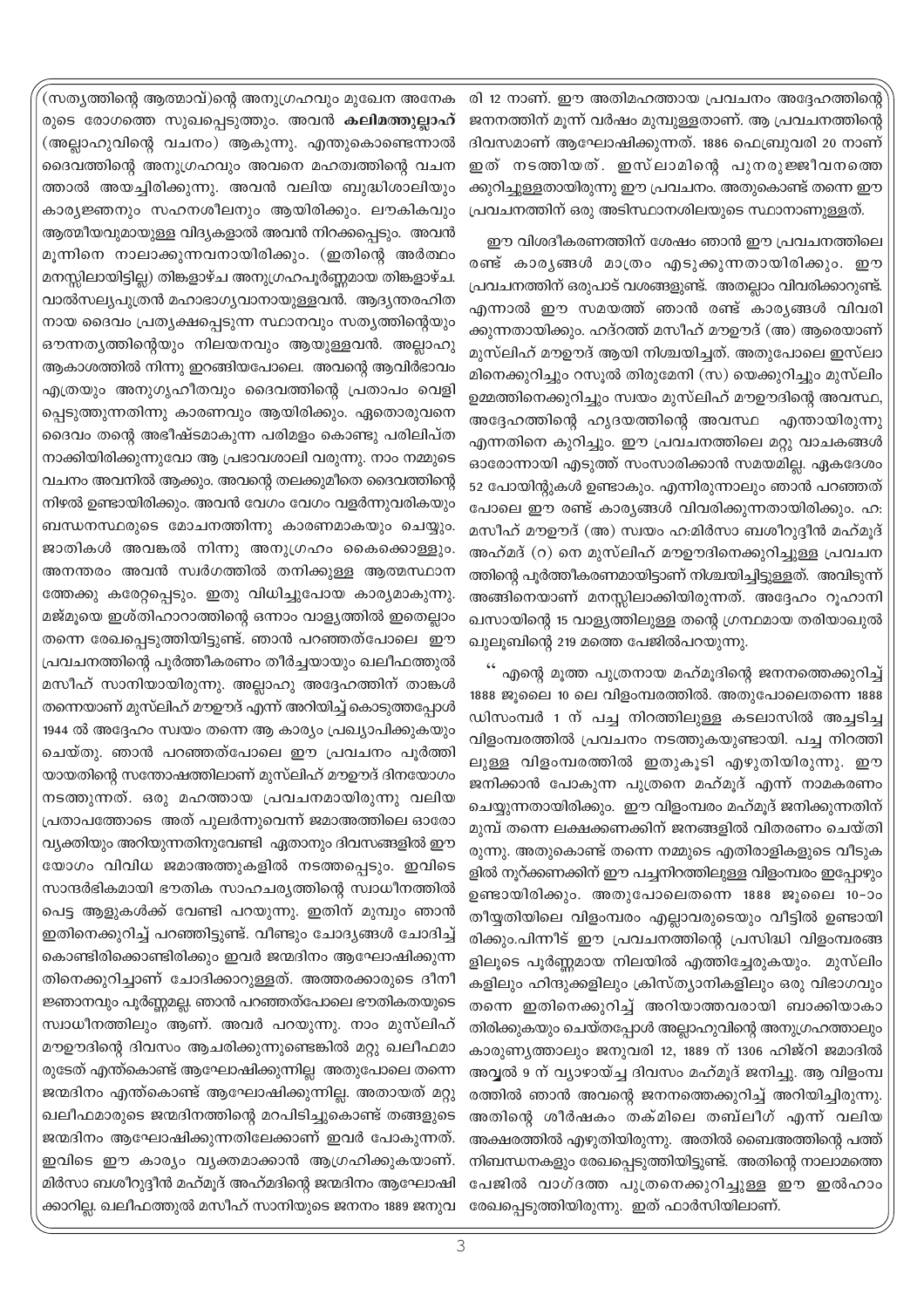(സത്യത്തിന്റെ ആത്മാവ്)ന്റെ അനുഗ്രഹവും മുഖേന അനേക രുടെ രോഗത്തെ സുഖപ്പെടുത്തും. അവൻ **കലിമത്തുല്ലാഹ്** (അല്ലാഹുവിന്റെ വചനം) ആകുന്നു. എന്തുകൊണ്ടെന്നാൽ ദൈവത്തിന്റെ അനുഗ്രഹവും അവനെ മഹത്വത്തിന്റെ വചന ത്താൽ അയച്ചിരിക്കുന്നു. അവൻ വലിയ ബുദ്ധിശാലിയും കാര്യജ്ഞനും സഹനശീലനും ആയിരിക്കും. ലൗകികവും ആത്മീയവുമായുള്ള വിദ്യകളാൽ അവൻ നിറക്കപ്പെടും. അവൻ മൂന്നിനെ നാലാക്കുന്നവനായിരിക്കും. (ഇതിന്റെ അർത്ഥം മനസ്സിലായിട്ടില്ല) തിങ്കളാഴ്ച അനുഗ്രഹപൂർണ്ണമായ തിങ്കളാഴ്ച. വാൽസല്യപുത്രൻ മഹാഭാഗ്യവാനായുള്ളവൻ. ആദ്യന്തരഹിത നായ ദൈവം പ്രത്യക്ഷപ്പെടുന്ന സ്ഥാനവും സത്യത്തിന്റെയും ഔന്നത്യത്തിന്റെയും നിലയനവും ആയുള്ളവൻ. അല്ലാഹു ആകാശത്തിൽ നിന്നു ഇറങ്ങിയപോലെ. അവന്റെ ആവിർഭാവം എത്രയും അനുഗൃഹീതവും ദൈവത്തിന്റെ പ്രതാപം വെളി പ്പെടുത്തുന്നതിന്നു കാരണവും ആയിരിക്കും. ഏതൊരുവനെ ദൈവം തന്റെ അഭീഷ്ടമാകുന്ന പരിമളം കൊണ്ടു പരിലിപ്ത നാക്കിയിരിക്കുന്നുവോ ആ പ്രഭാവശാലി വരുന്നു. നാം നമ്മുടെ വചനം അവനിൽ ആക്കും. അവന്റെ തലക്കുമീതെ ദൈവത്തിന്റെ നിഴൽ ഉണ്ടായിരിക്കും. അവൻ വേഗം വേഗം വളർന്നുവരികയും ബന്ധനസ്ഥരുടെ മോചനത്തിന്നു കാരണമാകുകയും ചെയ്യും. ജാതികൾ അവങ്കൽ നിന്നു അനുഗ്രഹം കൈക്കൊള്ളും. അനന്തരം അവൻ സ്വർഗത്തിൽ തനിക്കുള്ള ആത്മസ്ഥാന ത്തേക്കു കരേറ്റപ്പെടും. ഇതു വിധിച്ചുപോയ കാര്യമാകുന്നു. മജ്മൂയെ ഇശ്തിഹാറാത്തിന്റെ ഒന്നാം വാള്യത്തിൽ ഇതെല്ലാം തന്നെ രേഖപ്പെടുത്തിയിട്ടുണ്ട്. ഞാൻ പറഞ്ഞതുപോലെ ഈ പ്രവചനത്തിന്റെ പൂർത്തീകരണം തീർച്ചയായും ഖലീഫത്തുൽ മസീഹ് സാനിയായിരുന്നു. അല്ലാഹു അദ്ദേഹത്തിന് താങ്കൾ തന്നെയാണ് മുസ്‌ലിഹ് മൗഊദ് എന്ന് അറിയിച്ച് കൊടുത്തപ്പോൾ 1944 ൽ അദ്ദേഹം സ്വയം തന്നെ ആ കാര്യം പ്രഖ്യാപിക്കുകയും ചെയ്തു. ഞാൻ പറഞ്ഞതുപോലെ ഈ പ്രവചനം പൂർത്തി യായതിന്റെ സന്തോഷത്തിലാണ് മുസ്‌ലിഹ് മൗഊദ് ദിനയോഗം നടത്തുന്നത്. ഒരു മഹത്തായ പ്രവചനമായിരുന്നു വലിയ പ്രതാപത്തോടെ അത് പുലർന്നുവെന്ന് ജമാഅത്തിലെ ഓരോ വ്യക്തിയും അറിയുന്നതിനുവേണ്ടി ഏതാനും ദിവസങ്ങളിൽ ഈ യോഗം വിവിധ ജമാഅത്തുകളിൽ നടത്തപ്പെടും. ഇവിടെ സാന്ദർഭികമായി ഭൗതിക സാഹചര്യത്തിന്റെ സ്വാധീനത്തിൽ പെട്ട ആളുകൾക്ക് വേണ്ടി പറയുന്നു. ഇതിന് മുമ്പും ഞാൻ ഇതിനെക്കുറിച്ച് പറഞ്ഞിട്ടുണ്ട്. വീണ്ടും ചോദ്യങ്ങൾ ചോദിച്ച് കൊണ്ടിരിക്കൊണ്ടിരിക്കും ഇവർ ജന്മദിനം ആഘോഷിക്കുന്ന തിനെക്കുറിച്ചാണ് ചോദിക്കാറുള്ളത്. അത്തരക്കാരുടെ ദീനീ ജ്ഞാനവും പൂർണ്ണമല്ല. ഞാൻ പറഞ്ഞത്പോലെ ഭൗതികതയുടെ സ്വാധീനത്തിലും ആണ്. അവർ പറയുന്നു. നാം മുസ്‌ലിഹ് മൗഊദിന്റെ ദിവസം ആചരിക്കുന്നുണ്ടെങ്കിൽ മറ്റു ഖലീഫമാ രുടേത് എന്ത്കൊണ്ട് ആഘോഷിക്കുന്നില്ല അതുപോലെ തന്നെ ജന്മദിനം എന്ത്കൊണ്ട് ആഘോഷിക്കുന്നില്ല. അതായത് മറ്റു ഖലീഫമാരുടെ ജന്മദിനത്തിന്റെ മറപിടിച്ചുകൊണ്ട് തങ്ങളുടെ ജന്മദിനം ആഘോഷിക്കുന്നതിലേക്കാണ് ഇവർ പോകുന്നത്. ഇവിടെ ഈ കാര്യം വ്യക്തമാക്കാൻ ആഗ്രഹിക്കുകയാണ്. മിർസാ ബശീറുദ്ദീൻ മഹ്മൂദ് അഹ്മദിന്റെ ജന്മദിനം ആഘോഷി ക്കാറില്ല. ഖലീഫത്തുൽ മസീഹ് സാനിയുടെ ജനനം 1889 ജനുവ രി 12 നാണ്. ഈ അതിമഹത്തായ പ്രവചനം അദ്ദേഹത്തിന്റെ ജനനത്തിന് മൂന്ന് വർഷം മുമ്പുള്ളതാണ്. ആ പ്രവചനത്തിന്റെ ദിവസമാണ് ആഘോഷിക്കുന്നത്. 1886 ഫെബ്രുവരി 20 നാണ് ഇത് നടത്തിയത്. ഇസ്‌ലാമിന്റെ പുനരുജ്ജീവനത്തെ ക്കുറിച്ചുള്ളതായിരുന്നു ഈ പ്രവചനം. അതുകൊണ്ട് തന്നെ ഈ പ്രവചനത്തിന് ഒരു അടിസ്ഥാനശിലയുടെ സ്ഥാനമാണുള്ളത്.

ഈ വിശദീകരണത്തിന് ശേഷം ഞാൻ ഈ പ്രവചനത്തിലെ രണ്ട് കാര്യങ്ങൾ മാത്രം എടുക്കുന്നതായിരിക്കും. ഈ പ്രവചനത്തിന് ഒരുപാട് വശങ്ങളുണ്ട്. അതെല്ലാം വിവരിക്കാറുണ്ട്. എന്നാൽ ഈ സമയത്ത് ഞാൻ രണ്ട് കാര്യങ്ങൾ വിവരി ക്കുന്നതായിരിക്കും. ഹദ്റത്ത് മസീഹ് മൗഊദ് (അ) ആരെയാണ് മുസ്‌ലിഹ് മൗഊദ് ആയി നിശ്ചയിച്ചത്. അതുപോലെ ഇസ്‌ലാ മിനെക്കുറിച്ചും റസൂൽ തിരുമേനി (സ) യെക്കുറിച്ചും മുസ്‌ലിം ഉമ്മത്തിനെക്കുറിച്ചും സ്വയം മുസ്‌ലിഹ് മൗഊദിന്റെ അവസ്ഥ, അദ്ദേഹത്തിന്റെ ഹൃദയത്തിന്റെ അവസ്ഥ എന്തായിരുന്നു എന്നതിനെ കുറിച്ചും. ഈ പ്രവചനത്തിലെ മറ്റു വാചകങ്ങൾ ഓരോന്നായി എടുത്ത് സംസാരിക്കാൻ സമയമില്ല. ഏകദേശം 52 പോയിന്റുകൾ ഉണ്ടാകും. എന്നിരുന്നാലും ഞാൻ പറഞ്ഞത് പോലെ ഈ രണ്ട് കാര്യങ്ങൾ വിവരിക്കുന്നതായിരിക്കും. ഹ: മസീഹ് മൗഊദ് (അ) സ്വയം ഹ:മിർസാ ബശീറുദ്ദീൻ മഹ്മൂദ് അഹ്മദ് (റ) നെ മുസ്‌ലിഹ് മൗഊദിനെക്കുറിച്ചുള്ള പ്രവചന ത്തിന്റെ പൂർത്തീകരണമായിട്ടാണ് നിശ്ചയിച്ചിട്ടുള്ളത്. അവിടുന്ന് അങ്ങിനെയാണ് മനസ്സിലാക്കിയിരുന്നത്. അദ്ദേഹം റൂഹാനി ഖസായിന്റെ 15 വാള്യത്തിലുള്ള തന്റെ ഗ്രന്ഥമായ തരിയാഖുൽ ഖുലൂബിന്റെ 219 മത്തെ പേജിൽപറയുന്നു.

" എന്റെ മൂത്ത പുത്രനായ മഹ്മൂദിന്റെ ജനനത്തെക്കുറിച്ച് 1888 ജൂലൈ 10 ലെ വിളംബരത്തിൽ. അതുപോലെതന്നെ 1888 ഡിസംബർ 1 ന് പച്ച നിറത്തിലുള്ള കടലാസിൽ അച്ചടിച്ച വിളംബരത്തിൽ പ്രവചനം നടത്തുകയുണ്ടായി. പച്ച നിറത്തി ലുള്ള വിളംബരത്തിൽ ഇതുകൂടി എഴുതിയിരുന്നു. ഈ ജനിക്കാൻ പോകുന്ന പുത്രനെ മഹ്മൂദ് എന്ന് നാമകരണം ചെയ്യുന്നതായിരിക്കും. ഈ വിളംബരം മഹ്മൂദ് ജനിക്കുന്നതിന് മുമ്പ് തന്നെ ലക്ഷക്കണക്കിന് ജനങ്ങളിൽ വിതരണം ചെയ്തി രുന്നു. അതുകൊണ്ട് തന്നെ നമ്മുടെ എതിരാളികളുടെ വീടുക ളിൽ നൂറ്ക്കണക്കിന് ഈ പച്ചനിറത്തിലുള്ള വിളംബരം ഇപ്പോഴും ഉണ്ടായിരിക്കും. അതുപോലെതന്നെ 1888 ജൂലൈ 10-ാം തീയ്യതിയിലെ വിളംബരം എല്ലാവരുടെയും വീട്ടിൽ ഉണ്ടായി രിക്കും.പിന്നീട് ഈ പ്രവചനത്തിന്റെ പ്രസിദ്ധി വിളംബരങ്ങ ളിലൂടെ പൂർണ്ണമായ നിലയിൽ എത്തിച്ചേരുകയും. മുസ്‌ലിം കളിലും ഹിന്ദുക്കളിലും ക്രിസ്ത്യാനികളിലും ഒരു വിഭാഗവും തന്നെ ഇതിനെക്കുറിച്ച് അറിയാത്തവരായി ബാക്കിയാകാ തിരിക്കുകയും ചെയ്തപ്പോൾ അല്ലാഹുവിന്റെ അനുഗ്രഹത്താലും കാരുണ്യത്താലും ജനുവരി 12, 1889 ന് 1306 ഹിജ്റി ജമാദിൽ അവ്വൽ 9 ന് വ്യാഴായ്ച്ച ദിവസം മഹ്മൂദ് ജനിച്ചു. ആ വിളംബ രത്തിൽ ഞാൻ അവന്റെ ജനനത്തെക്കുറിച്ച് അറിയിച്ചിരുന്നു. അതിന്റെ ശീർഷകം തക്മിലെ തബ്‌ലീഗ് എന്ന് വലിയ അക്ഷരത്തിൽ എഴുതിയിരുന്നു. അതിൽ ബൈഅത്തിന്റെ പത്ത് നിബന്ധനകളും രേഖപ്പെടുത്തിയിട്ടുണ്ട്. അതിന്റെ നാലാമത്തെ പേജിൽ വാഗ്ദത്ത പുത്രനെക്കുറിച്ചുള്ള ഈ ഇൽഹാം രേഖപ്പെടുത്തിയിരുന്നു. ഇത് ഫാർസിയിലാണ്.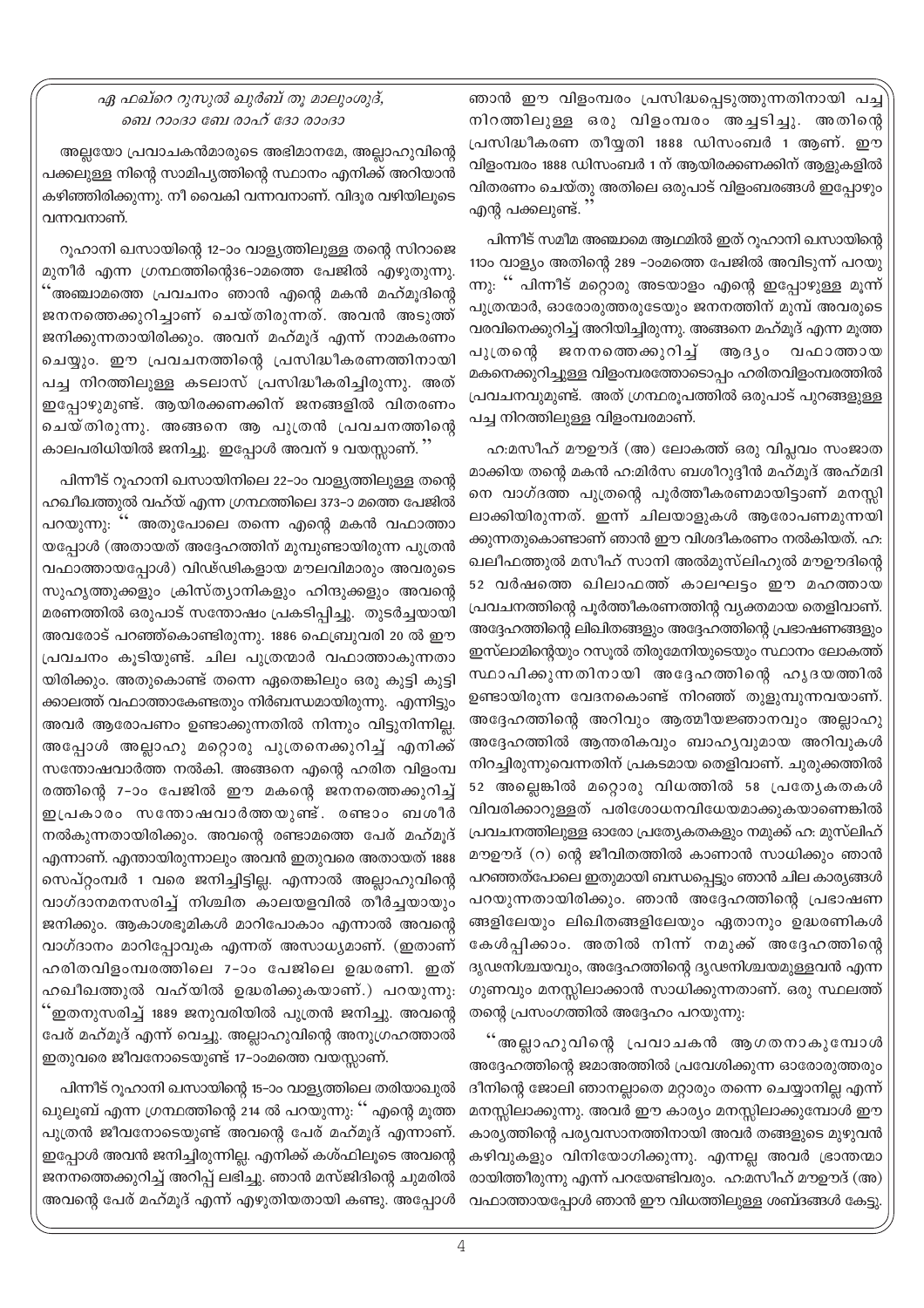*ഏ ഫഖ്റെ റുസുൽ ഖുർബ് തൂ മാലൂംശുദ്,*
*ബെ റാംദാ ബേ റാഹ് ദോ റാംദാ*

അല്ലയോ പ്രവാചകൻമാരുടെ അഭിമാനമേ, അല്ലാഹുവിന്റെ പക്കലുള്ള നിന്റെ സാമിപ്യത്തിന്റെ സ്ഥാനം എനിക്ക് അറിയാൻ കഴിഞ്ഞിരിക്കുന്നു. നീ വൈകി വന്നവനാണ്. വിദൂര വഴിയിലൂടെ വന്നവനാണ്.

റൂഹാനി ഖസായിന്റെ 12-ാം വാള്യത്തിലുള്ള തന്റെ സിറാജെ മുനീർ എന്ന ഗ്രന്ഥത്തിന്റെ36-ാമത്തെ പേജിൽ എഴുതുന്നു. "അഞ്ചാമത്തെ പ്രവചനം ഞാൻ എന്റെ മകൻ മഹ്മൂദിന്റെ ജനനത്തെക്കുറിച്ചാണ് ചെയ്തിരുന്നത്. അവൻ അടുത്ത് ജനിക്കുന്നതായിരിക്കും. അവന് മഹ്മൂദ് എന്ന് നാമകരണം ചെയ്യും. ഈ പ്രവചനത്തിന്റെ പ്രസിദ്ധീകരണത്തിനായി പച്ച നിറത്തിലുള്ള കടലാസ് പ്രസിദ്ധീകരിച്ചിരുന്നു. അത് ഇപ്പോഴുമുണ്ട്. ആയിരക്കണക്കിന് ജനങ്ങളിൽ വിതരണം ചെയ്തിരുന്നു. അങ്ങനെ ആ പുത്രൻ പ്രവചനത്തിന്റെ കാലപരിധിയിൽ ജനിച്ചു. ഇപ്പോൾ അവന് 9 വയസ്സാണ്. "

പിന്നീട് റൂഹാനി ഖസായിനിലെ 22-ാം വാള്യത്തിലുള്ള തന്റെ ഹഖീഖത്തുൽ വഹ്‌യ് എന്ന ഗ്രന്ഥത്തിലെ 373-ാ മത്തെ പേജിൽ പറയുന്നു: " അതുപോലെ തന്നെ എന്റെ മകൻ വഫാത്തായപ്പോൾ (അതായത് അദ്ദേഹത്തിന് മുമ്പുണ്ടായിരുന്ന പുത്രൻ വഫാത്തായപ്പോൾ) വിഡ്ഢികളായ മൗലവിമാരും അവരുടെ സുഹൃത്തുക്കളും ക്രിസ്ത്യാനികളും ഹിന്ദുക്കളും അവന്റെ മരണത്തിൽ ഒരുപാട് സന്തോഷം പ്രകടിപ്പിച്ചു. തുടർച്ചയായി അവരോട് പറഞ്ഞുകൊണ്ടിരുന്നു. 1886 ഫെബ്രുവരി 20 ൽ ഈ പ്രവചനം കൂടിയുണ്ട്. ചില പുത്രന്മാർ വഫാത്താകുന്നതായിരിക്കും. അതുകൊണ്ട് തന്നെ ഏതെങ്കിലും ഒരു കുട്ടി കുട്ടിക്കാലത്ത് വഫാത്താകേണ്ടതും നിർബന്ധമായിരുന്നു. എന്നിട്ടും അവർ ആരോപണം ഉണ്ടാക്കുന്നതിൽ നിന്നും വിട്ടുനിന്നില്ല. അപ്പോൾ അല്ലാഹു മറ്റൊരു പുത്രനെക്കുറിച്ച് എനിക്ക് സന്തോഷവാർത്ത നൽകി. അങ്ങനെ എന്റെ ഹരിത വിളംബരത്തിന്റെ 7-ാം പേജിൽ ഈ മകന്റെ ജനനത്തെക്കുറിച്ച് ഇപ്രകാരം സന്തോഷവാർത്തയുണ്ട്. രണ്ടാം ബശീർ നൽകുന്നതായിരിക്കും. അവന്റെ രണ്ടാമത്തെ പേര് മഹ്മൂദ് എന്നാണ്. എന്തായിരുന്നാലും അവൻ ഇതുവരെ അതായത് 1888 സെപ്റ്റംബർ 1 വരെ ജനിച്ചിട്ടില്ല. എന്നാൽ അല്ലാഹുവിന്റെ വാഗ്ദാനമനസരിച്ച് നിശ്ചിത കാലയളവിൽ തീർച്ചയായും ജനിക്കും. ആകാശഭൂമികൾ മാറിപോകാം എന്നാൽ അവന്റെ വാഗ്ദാനം മാറിപ്പോവുക എന്നത് അസാധ്യമാണ്. (ഇതാണ് ഹരിതവിളംബരത്തിലെ 7-ാം പേജിലെ ഉദ്ധരണി. ഇത് ഹഖീഖത്തുൽ വഹ്‌യിൽ ഉദ്ധരിക്കുകയാണ്.) പറയുന്നു: "ഇതനുസരിച്ച് 1889 ജനുവരിയിൽ പുത്രൻ ജനിച്ചു. അവന്റെ പേര് മഹ്മൂദ് എന്ന് വെച്ചു. അല്ലാഹുവിന്റെ അനുഗ്രഹത്താൽ ഇതുവരെ ജീവനോടെയുണ്ട് 17-ാംമത്തെ വയസ്സാണ്.

പിന്നീട് റൂഹാനി ഖസായിന്റെ 15-ാം വാള്യത്തിലെ തരിയാഖുൽ ഖുലൂബ് എന്ന ഗ്രന്ഥത്തിന്റെ 214 ൽ പറയുന്നു: " എന്റെ മൂത്ത പുത്രൻ ജീവനോടെയുണ്ട് അവന്റെ പേര് മഹ്മൂദ് എന്നാണ്. ഇപ്പോൾ അവൻ ജനിച്ചിരുന്നില്ല. എനിക്ക് കശ്ഫിലൂടെ അവന്റെ ജനനത്തെക്കുറിച്ച് അറിപ്പ് ലഭിച്ചു. ഞാൻ മസ്ജിദിന്റെ ചുമരിൽ അവന്റെ പേര് മഹ്മൂദ് എന്ന് എഴുതിയതായി കണ്ടു. അപ്പോൾ ഞാൻ ഈ വിളംബരം പ്രസിദ്ധപ്പെടുത്തുന്നതിനായി പച്ച നിറത്തിലുള്ള ഒരു വിളംബരം അച്ചടിച്ചു. അതിന്റെ പ്രസിദ്ധീകരണ തീയ്യതി 1888 ഡിസംബർ 1 ആണ്. ഈ വിളംബരം 1888 ഡിസംബർ 1 ന് ആയിരക്കണക്കിന് ആളുകളിൽ വിതരണം ചെയ്തു അതിലെ ഒരുപാട് വിളംബരങ്ങൾ ഇപ്പോഴും എന്റെ പക്കലുണ്ട്. "

പിന്നീട് സമീമ അഞ്ചാമെ ആഥമിൽ ഇത് റൂഹാനി ഖസായിന്റെ 11ാം വാള്യം അതിന്റെ 289 -ാംമത്തെ പേജിൽ അവിടുന്ന് പറയുന്നു: " പിന്നീട് മറ്റൊരു അടയാളം എന്റെ ഇപ്പോഴുള്ള മൂന്ന് പുത്രന്മാർ, ഓരോരുത്തരുടേയും ജനനത്തിന് മുമ്പ് അവരുടെ വരവിനെക്കുറിച്ച് അറിയിച്ചിരുന്നു. അങ്ങനെ മഹ്മൂദ് എന്ന മൂത്ത പുത്രന്റെ ജനനത്തെക്കുറിച്ച് ആദ്യം വഫാത്തായ മകനെക്കുറിച്ചുള്ള വിളംബരത്തോടൊപ്പം ഹരിതവിളംബരത്തിൽ പ്രവചനവുമുണ്ട്. അത് ഗ്രന്ഥരൂപത്തിൽ ഒരുപാട് പുറങ്ങളുള്ള പച്ച നിറത്തിലുള്ള വിളംബരമാണ്.

ഹ:മസീഹ് മൗഊദ് (അ) ലോകത്ത് ഒരു വിപ്ലവം സംജാതമാക്കിയ തന്റെ മകൻ ഹ:മിർസ ബശീറുദ്ദീൻ മഹ്മൂദ് അഹ്മദിനെ വാഗ്ദത്ത പുത്രന്റെ പൂർത്തീകരണമായിട്ടാണ് മനസ്സിലാക്കിയിരുന്നത്. ഇന്ന് ചിലയാളുകൾ ആരോപണമുന്നയിക്കുന്നതുകൊണ്ടാണ് ഞാൻ ഈ വിശദീകരണം നൽകിയത്. ഹ: ഖലീഫത്തുൽ മസീഹ് സാനി അൽമുസ്‌ലിഹുൽ മൗഊദിന്റെ 52 വർഷത്തെ ഖിലാഫത്ത് കാലഘട്ടം ഈ മഹത്തായ പ്രവചനത്തിന്റെ പൂർത്തീകരണത്തിന്റെ വ്യക്തമായ തെളിവാണ്. അദ്ദേഹത്തിന്റെ ലിഖിതങ്ങളും അദ്ദേഹത്തിന്റെ പ്രഭാഷണങ്ങളും ഇസ്‌ലാമിന്റെയും റസൂൽ തിരുമേനിയുടെയും സ്ഥാനം ലോകത്ത് സ്ഥാപിക്കുന്നതിനായി അദ്ദേഹത്തിന്റെ ഹൃദയത്തിൽ ഉണ്ടായിരുന്ന വേദനകൊണ്ട് നിറഞ്ഞ് തുളുമ്പുന്നവയാണ്. അദ്ദേഹത്തിന്റെ അറിവും ആത്മീയജ്ഞാനവും അല്ലാഹു അദ്ദേഹത്തിൽ ആന്തരികവും ബാഹ്യവുമായ അറിവുകൾ നിറച്ചിരുന്നുവെന്നതിന് പ്രകടമായ തെളിവാണ്. ചുരുക്കത്തിൽ 52 അല്ലെങ്കിൽ മറ്റൊരു വിധത്തിൽ 58 പ്രത്യേകതകൾ വിവരിക്കാറുള്ളത് പരിശോധനവിധേയമാക്കുകയാണെങ്കിൽ പ്രവചനത്തിലുള്ള ഓരോ പ്രത്യേകതകളും നമുക്ക് ഹ: മുസ്‌ലിഹ് മൗഊദ് (റ) ന്റെ ജീവിതത്തിൽ കാണാൻ സാധിക്കും ഞാൻ പറഞ്ഞത്പോലെ ഇതുമായി ബന്ധപ്പെട്ടും ഞാൻ ചില കാര്യങ്ങൾ പറയുന്നതായിരിക്കും. ഞാൻ അദ്ദേഹത്തിന്റെ പ്രഭാഷണങ്ങളിലേയും ലിഖിതങ്ങളിലേയും ഏതാനും ഉദ്ധരണികൾ കേൾപ്പിക്കാം. അതിൽ നിന്ന് നമുക്ക് അദ്ദേഹത്തിന്റെ ദൃഢനിശ്ചയവും, അദ്ദേഹത്തിന്റെ ദൃഢനിശ്ചയമുള്ളവൻ എന്ന ഗുണവും മനസ്സിലാക്കാൻ സാധിക്കുന്നതാണ്. ഒരു സ്ഥലത്ത് തന്റെ പ്രസംഗത്തിൽ അദ്ദേഹം പറയുന്നു:

"അല്ലാഹുവിന്റെ പ്രവാചകൻ ആഗതനാകുമ്പോൾ അദ്ദേഹത്തിന്റെ ജമാഅത്തിൽ പ്രവേശിക്കുന്ന ഓരോരുത്തരും ദീനിന്റെ ജോലി ഞാനല്ലാതെ മറ്റാരും തന്നെ ചെയ്യാനില്ല എന്ന് മനസ്സിലാക്കുന്നു. അവർ ഈ കാര്യം മനസ്സിലാക്കുമ്പോൾ ഈ കാര്യത്തിന്റെ പര്യവസാനത്തിനായി അവർ തങ്ങളുടെ മുഴുവൻ കഴിവുകളും വിനിയോഗിക്കുന്നു. എന്നല്ല അവർ ഭ്രാന്തന്മാരായിത്തീരുന്നു എന്ന് പറയേണ്ടിവരും. ഹ:മസീഹ് മൗഊദ് (അ) വഫാത്തായപ്പോൾ ഞാൻ ഈ വിധത്തിലുള്ള ശബ്ദങ്ങൾ കേട്ടു.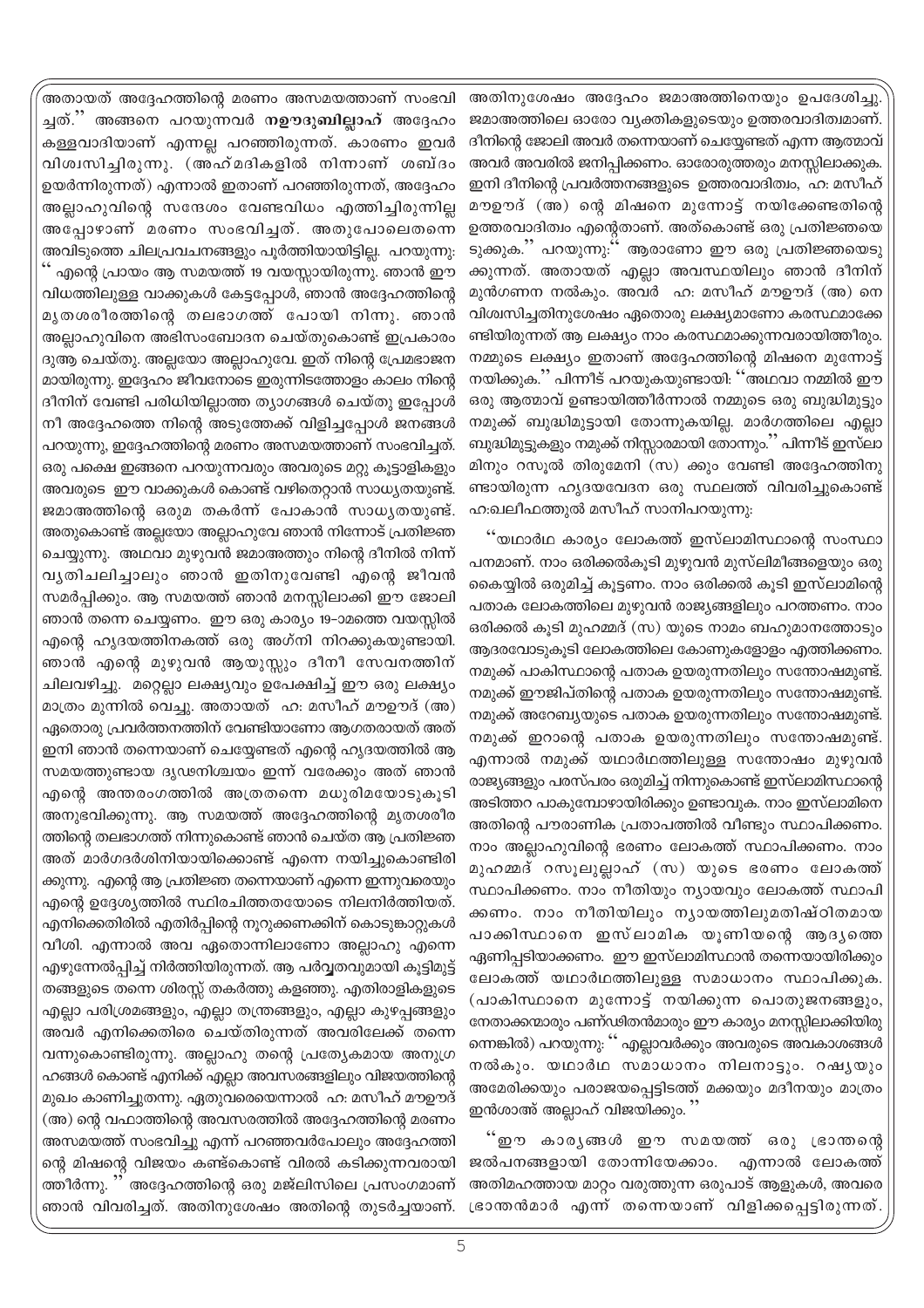അതായത് അദ്ദേഹത്തിന്റെ മരണം അസമയത്താണ് സംഭവിച്ചത്.'' അങ്ങനെ പറയുന്നവർ **നഊദുബില്ലാഹ്** അദ്ദേഹം കള്ളവാദിയാണ് എന്നല്ല പറഞ്ഞിരുന്നത്. കാരണം ഇവർ വിശ്വസിച്ചിരുന്നു. (അഹ്മദികളിൽ നിന്നാണ് ശബ്ദം ഉയർന്നിരുന്നത്) എന്നാൽ ഇതാണ് പറഞ്ഞിരുന്നത്, അദ്ദേഹം അല്ലാഹുവിന്റെ സന്ദേശം വേണ്ടവിധം എത്തിച്ചിരുന്നില്ല അപ്പോഴാണ് മരണം സംഭവിച്ചത്. അതുപോലെതന്നെ അവിടുത്തെ ചിലപ്രവചനങ്ങളും പൂർത്തിയായിട്ടില്ല. പറയുന്നു: ''എന്റെ പ്രായം ആ സമയത്ത് 19 വയസ്സായിരുന്നു. ഞാൻ ഈ വിധത്തിലുള്ള വാക്കുകൾ കേട്ടപ്പോൾ, ഞാൻ അദ്ദേഹത്തിന്റെ മൃതശരീരത്തിന്റെ തലഭാഗത്ത് പോയി നിന്നു. ഞാൻ അല്ലാഹുവിനെ അഭിസംബോദന ചെയ്തുകൊണ്ട് ഇപ്രകാരം ദുആ ചെയ്തു. അല്ലയോ അല്ലാഹുവേ. ഇത് നിന്റെ പ്രേമഭാജനമായിരുന്നു. ഇദ്ദേഹം ജീവനോടെ ഇരുന്നിടത്തോളം കാലം നിന്റെ ദീനിന് വേണ്ടി പരിധിയില്ലാത്ത ത്യാഗങ്ങൾ ചെയ്തു ഇപ്പോൾ നീ അദ്ദേഹത്തെ നിന്റെ അടുത്തേക്ക് വിളിച്ചപ്പോൾ ജനങ്ങൾ പറയുന്നു, ഇദ്ദേഹത്തിന്റെ മരണം അസമയത്താണ് സംഭവിച്ചത്. ഒരു പക്ഷെ ഇങ്ങനെ പറയുന്നവരും അവരുടെ മറ്റു കൂട്ടാളികളും അവരുടെ ഈ വാക്കുകൾ കൊണ്ട് വഴിതെറ്റാൻ സാധ്യതയുണ്ട്. ജമാഅത്തിന്റെ ഒരുമ തകർന്ന് പോകാൻ സാധ്യതയുണ്ട്. അതുകൊണ്ട് അല്ലയോ അല്ലാഹുവേ ഞാൻ നിന്നോട് പ്രതിജ്ഞ ചെയ്യുന്നു. അഥവാ മുഴുവൻ ജമാഅത്തും നിന്റെ ദീനിൽ നിന്ന് വ്യതിചലിച്ചാലും ഞാൻ ഇതിനുവേണ്ടി എന്റെ ജീവൻ സമർപ്പിക്കും. ആ സമയത്ത് ഞാൻ മനസ്സിലാക്കി ഈ ജോലി ഞാൻ തന്നെ ചെയ്യണം. ഈ ഒരു കാര്യം 19-ാമത്തെ വയസ്സിൽ എന്റെ ഹൃദയത്തിനകത്ത് ഒരു അഗ്നി നിറക്കുകയുണ്ടായി. ഞാൻ എന്റെ മുഴുവൻ ആയുസ്സും ദീനീ സേവനത്തിന് ചിലവഴിച്ചു. മറ്റെല്ലാ ലക്ഷ്യവും ഉപേക്ഷിച്ച് ഈ ഒരു ലക്ഷ്യം മാത്രം മുന്നിൽ വെച്ചു. അതായത് ഹ: മസീഹ് മൗഊദ് (അ) ഏതൊരു പ്രവർത്തനത്തിന് വേണ്ടിയാണോ ആഗതരായത് അത് ഇനി ഞാൻ തന്നെയാണ് ചെയ്യേണ്ടത് എന്റെ ഹൃദയത്തിൽ ആ സമയത്തുണ്ടായ ദൃഢനിശ്ചയം ഇന്ന് വരേക്കും അത് ഞാൻ എന്റെ അന്തരംഗത്തിൽ അത്രതന്നെ മധുരിമയോടുകൂടി അനുഭവിക്കുന്നു. ആ സമയത്ത് അദ്ദേഹത്തിന്റെ മൃതശരീരത്തിന്റെ തലഭാഗത്ത് നിന്നുകൊണ്ട് ഞാൻ ചെയ്ത ആ പ്രതിജ്ഞ അത് മാർഗദർശിനിയായിക്കൊണ്ട് എന്നെ നയിച്ചുകൊണ്ടിരിക്കുന്നു. എന്റെ ആ പ്രതിജ്ഞ തന്നെയാണ് എന്നെ ഇന്നുവരെയും എന്റെ ഉദ്ദേശ്യത്തിൽ സ്ഥിരചിത്തതയോടെ നിലനിർത്തിയത്. എനിക്കെതിരിൽ എതിർപ്പിന്റെ നൂറുക്കണക്കിന് കൊടുങ്കാറ്റുകൾ വീശി. എന്നാൽ അവ ഏതൊന്നിലാണോ അല്ലാഹു എന്നെ എഴുന്നേൽപ്പിച്ച് നിർത്തിയിരുന്നത്. ആ പർവ്വതവുമായി കൂട്ടിമുട്ടി തങ്ങളുടെ തന്നെ ശിരസ്സ് തകർത്തു കളഞ്ഞു. എതിരാളികളുടെ എല്ലാ പരിശ്രമങ്ങളും, എല്ലാ തന്ത്രങ്ങളും, എല്ലാ കുഴപ്പങ്ങളും അവർ എനിക്കെതിരെ ചെയ്തിരുന്നത് അവരിലേക്ക് തന്നെ വന്നുകൊണ്ടിരുന്നു. അല്ലാഹു തന്റെ പ്രത്യേകമായ അനുഗ്രഹങ്ങൾ കൊണ്ട് എനിക്ക് എല്ലാ അവസരങ്ങളിലും വിജയത്തിന്റെ മുഖം കാണിച്ചുതന്നു. ഏതുവരെയെന്നാൽ ഹ: മസീഹ് മൗഊദ് (അ) ന്റെ വഫാത്തിന്റെ അവസരത്തിൽ അദ്ദേഹത്തിന്റെ മരണം അസമയത്ത് സംഭവിച്ചു എന്ന് പറഞ്ഞവർപോലും അദ്ദേഹത്തിന്റെ മിഷന്റെ വിജയം കണ്ട്കൊണ്ട് വിരൽ കടിക്കുന്നവരായി ത്തീർന്നു.'' അദ്ദേഹത്തിന്റെ ഒരു മജ്‌ലിസിലെ പ്രസംഗമാണ് ഞാൻ വിവരിച്ചത്. അതിനുശേഷം അതിന്റെ തുടർച്ചയാണ്. അതിനുശേഷം അദ്ദേഹം ജമാഅത്തിനെയും ഉപദേശിച്ചു. ജമാഅത്തിലെ ഓരോ വ്യക്തികളുടെയും ഉത്തരവാദിത്വമാണ്. ദീനിന്റെ ജോലി അവർ തന്നെയാണ് ചെയ്യേണ്ടത് എന്ന ആത്മാവ് അവർ അവരിൽ ജനിപ്പിക്കണം. ഓരോരുത്തരും മനസ്സിലാക്കുക. ഇനി ദീനിന്റെ പ്രവർത്തനങ്ങളുടെ ഉത്തരവാദിത്വം, ഹ: മസീഹ് മൗഊദ് (അ) ന്റെ മിഷനെ മുന്നോട്ട് നയിക്കേണ്ടതിന്റെ ഉത്തരവാദിത്വം എന്റെതാണ്. അത്കൊണ്ട് ഒരു പ്രതിജ്ഞയെടുക്കുക.'' പറയുന്നു:'' ആരാണോ ഈ ഒരു പ്രതിജ്ഞയെടുക്കുന്നത്. അതായത് എല്ലാ അവസ്ഥയിലും ഞാൻ ദീനിന് മുൻഗണന നൽകും. അവർ ഹ: മസീഹ് മൗഊദ് (അ) നെ വിശ്വസിച്ചതിനുശേഷം ഏതൊരു ലക്ഷ്യമാണോ കരസ്ഥമാക്കേണ്ടിയിരുന്നത് ആ ലക്ഷ്യം നാം കരസ്ഥമാക്കുന്നവരായിത്തീരും. നമ്മുടെ ലക്ഷ്യം ഇതാണ് അദ്ദേഹത്തിന്റെ മിഷനെ മുന്നോട്ട് നയിക്കുക.'' പിന്നീട് പറയുകയുണ്ടായി: ''അഥവാ നമ്മിൽ ഈ ഒരു ആത്മാവ് ഉണ്ടായിത്തീർന്നാൽ നമ്മുടെ ഒരു ബുദ്ധിമുട്ടും നമുക്ക് ബുദ്ധിമുട്ടായി തോന്നുകയില്ല. മാർഗത്തിലെ എല്ലാ ബുദ്ധിമുട്ടുകളും നമുക്ക് നിസ്സാരമായി തോന്നും.'' പിന്നീട് ഇസ്‌ലാമിനും റസൂൽ തിരുമേനി (സ) ക്കും വേണ്ടി അദ്ദേഹത്തിനുണ്ടായിരുന്ന ഹൃദയവേദന ഒരു സ്ഥലത്ത് വിവരിച്ചുകൊണ്ട് ഹ:ഖലീഫത്തുൽ മസീഹ് സാനിപറയുന്നു:

''യഥാർഥ കാര്യം ലോകത്ത് ഇസ്‌ലാമിസ്ഥാന്റെ സംസ്ഥാപനമാണ്. നാം ഒരിക്കൽകൂടി മുഴുവൻ മുസ്‌ലിമീങ്ങളെയും ഒരു കൈയ്യിൽ ഒരുമിച്ച് കൂട്ടണം. നാം ഒരിക്കൽ കൂടി ഇസ്‌ലാമിന്റെ പതാക ലോകത്തിലെ മുഴുവൻ രാജ്യങ്ങളിലും പറത്തണം. നാം ഒരിക്കൽ കൂടി മുഹമ്മദ് (സ) യുടെ നാമം ബഹുമാനത്തോടും ആദരവോടുകൂടി ലോകത്തിലെ കോണുകളോളം എത്തിക്കണം. നമുക്ക് പാകിസ്ഥാന്റെ പതാക ഉയരുന്നതിലും സന്തോഷമുണ്ട്. നമുക്ക് ഈജിപ്തിന്റെ പതാക ഉയരുന്നതിലും സന്തോഷമുണ്ട്. നമുക്ക് അറേബ്യയുടെ പതാക ഉയരുന്നതിലും സന്തോഷമുണ്ട്. നമുക്ക് ഇറാന്റെ പതാക ഉയരുന്നതിലും സന്തോഷമുണ്ട്. എന്നാൽ നമുക്ക് യഥാർഥത്തിലുള്ള സന്തോഷം മുഴുവൻ രാജ്യങ്ങളും പരസ്പരം ഒരുമിച്ച് നിന്നുകൊണ്ട് ഇസ്‌ലാമിസ്ഥാന്റെ അടിത്തറ പാകുമ്പോഴായിരിക്കും ഉണ്ടാവുക. നാം ഇസ്‌ലാമിനെ അതിന്റെ പൗരാണിക പ്രതാപത്തിൽ വീണ്ടും സ്ഥാപിക്കണം. നാം അല്ലാഹുവിന്റെ ഭരണം ലോകത്ത് സ്ഥാപിക്കണം. നാം മുഹമ്മദ് റസൂലുല്ലാഹ് (സ) യുടെ ഭരണം ലോകത്ത് സ്ഥാപിക്കണം. നാം നീതിയും ന്യായവും ലോകത്ത് സ്ഥാപിക്കണം. നാം നീതിയിലും ന്യായത്തിലുമധിഷ്ഠിതമായ പാകിസ്ഥാനെ ഇസ്‌ലാമിക യൂണിയന്റെ ആദ്യത്തെ ഏണിപ്പടിയാക്കണം. ഈ ഇസ്‌ലാമിസ്ഥാൻ തന്നെയായിരിക്കും ലോകത്ത് യഥാർഥത്തിലുള്ള സമാധാനം സ്ഥാപിക്കുക. (പാകിസ്ഥാനെ മുന്നോട്ട് നയിക്കുന്ന പൊതുജനങ്ങളും, നേതാക്കന്മാരും പണ്ഡിതന്മാരും ഈ കാര്യം മനസ്സിലാക്കിയിരുന്നെങ്കിൽ) പറയുന്നു: '' എല്ലാവർക്കും അവരുടെ അവകാശങ്ങൾ നൽകും. യഥാർഥ സമാധാനം നിലനാട്ടും. റഷ്യയും അമേരിക്കയും പരാജയപ്പെട്ടിടത്ത് മക്കയും മദീനയും മാത്രം ഇൻശാഅ് അല്ലാഹ് വിജയിക്കും.''

''ഈ കാര്യങ്ങൾ ഈ സമയത്ത് ഒരു ഭ്രാന്തന്റെ ജൽപനങ്ങളായി തോന്നിയേക്കാം. എന്നാൽ ലോകത്ത് അതിമഹത്തായ മാറ്റം വരുത്തുന്ന ഒരുപാട് ആളുകൾ, അവരെ ഭ്രാന്തൻമാർ എന്ന് തന്നെയാണ് വിളിക്കപ്പെട്ടിരുന്നത്.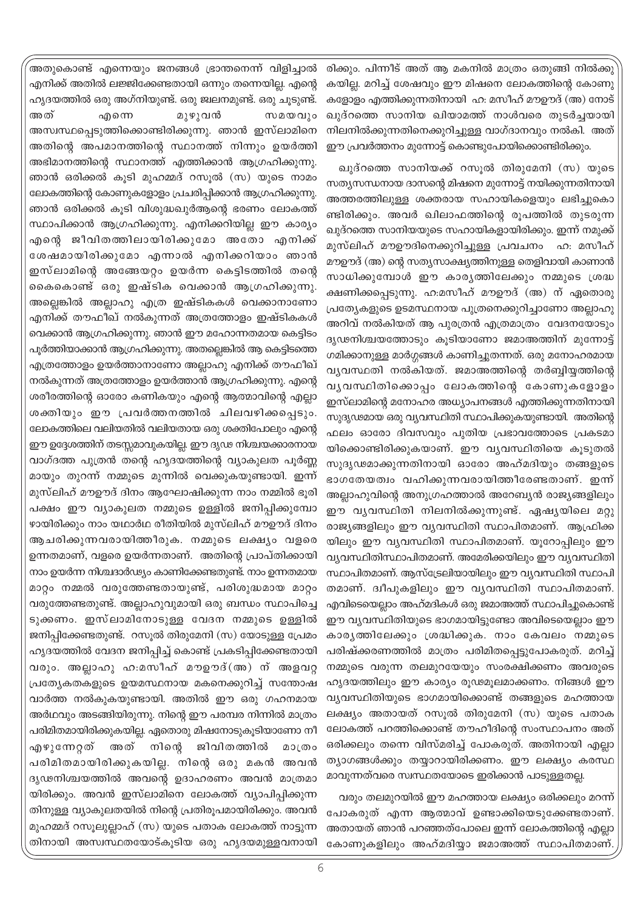അതുകൊണ്ട് എന്നെയും ജനങ്ങൾ ഭ്രാന്തനെന്ന് വിളിച്ചാൽ എനിക്ക് അതിൽ ലജ്ജിക്കേണ്ടതായി ഒന്നും തന്നെയില്ല. എന്റെ ഹൃദയത്തിൽ ഒരു അഗ്നിയുണ്ട്. ഒരു ജ്വലനമുണ്ട്. ഒരു ചൂടുണ്ട്. അത് എന്നെ മുഴുവൻ സമയവും അസ്വസ്ഥപ്പെടുത്തിക്കൊണ്ടിരിക്കുന്നു. ഞാൻ ഇസ്‌ലാമിനെ അതിന്റെ അപമാനത്തിന്റെ സ്ഥാനത്ത് നിന്നും ഉയർത്തി അഭിമാനത്തിന്റെ സ്ഥാനത്ത് എത്തിക്കാൻ ആഗ്രഹിക്കുന്നു. ഞാൻ ഒരിക്കൽ കൂടി മുഹമ്മദ് റസൂൽ (സ) യുടെ നാമം ലോകത്തിന്റെ കോണുകളോളം പ്രചരിപ്പിക്കാൻ ആഗ്രഹിക്കുന്നു. ഞാൻ ഒരിക്കൽ കൂടി വിശുദ്ധഖുർആന്റെ ഭരണം ലോകത്ത് സ്ഥാപിക്കാൻ ആഗ്രഹിക്കുന്നു. എനിക്കറിയില്ല ഈ കാര്യം എന്റെ ജീവിതത്തിലായിരിക്കുമോ അതോ എനിക്ക് ശേഷമായിരിക്കുമോ എന്നാൽ എനിക്കറിയാം ഞാൻ ഇസ്‌ലാമിന്റെ അങ്ങേയറ്റം ഉയർന്ന കെട്ടിടത്തിൽ തന്റെ കൈകൊണ്ട് ഒരു ഇഷ്ടിക വെക്കാൻ ആഗ്രഹിക്കുന്നു. അല്ലെങ്കിൽ അല്ലാഹു എത്ര ഇഷ്ടികകൾ വെക്കാനാണോ എനിക്ക് തൗഫീഖ് നൽകുന്നത് അത്രത്തോളം ഇഷ്ടികകൾ വെക്കാൻ ആഗ്രഹിക്കുന്നു. ഞാൻ ഈ മഹോന്നതമായ കെട്ടിടം പൂർത്തിയാക്കാൻ ആഗ്രഹിക്കുന്നു. അതല്ലെങ്കിൽ ആ കെട്ടിടത്തെ എത്രത്തോളം ഉയർത്താനാണോ അല്ലാഹു എനിക്ക് തൗഫീഖ് നൽകുന്നത് അത്രത്തോളം ഉയർത്താൻ ആഗ്രഹിക്കുന്നു. എന്റെ ശരീരത്തിന്റെ ഓരോ കണികയും എന്റെ ആത്മാവിന്റെ എല്ലാ ശക്തിയും ഈ പ്രവർത്തനത്തിൽ ചിലവഴിക്കപ്പെടും. ലോകത്തിലെ വലിയതിൽ വലിയതായ ഒരു ശക്തിപോലും എന്റെ ഈ ഉദ്ദേശത്തിന് തടസ്സമാവുകയില്ല. ഈ ദൃഢ നിശ്ചയക്കാരനായ വാഗ്ദത്ത പുത്രൻ തന്റെ ഹൃദയത്തിന്റെ വ്യാകുലത പൂർണ്ണമായും തുറന്ന് നമ്മുടെ മുന്നിൽ വെക്കുകയുണ്ടായി. ഇന്ന് മുസ്‌ലിഹ് മൗഊദ് ദിനം ആഘോഷിക്കുന്ന നാം നമ്മിൽ ഭൂരിപക്ഷം ഈ വ്യാകുലത നമ്മുടെ ഉള്ളിൽ ജനിപ്പിക്കുമ്പോഴായിരിക്കും നാം യഥാർഥ രീതിയിൽ മുസ്‌ലിഹ് മൗഊദ് ദിനം ആചരിക്കുന്നവരായിത്തീരുക. നമ്മുടെ ലക്ഷ്യം വളരെ ഉന്നതമാണ്, വളരെ ഉയർന്നതാണ്. അതിന്റെ പ്രാപ്തിക്കായി നാം ഉയർന്ന നിശ്ചദാർഢ്യം കാണിക്കേണ്ടതുണ്ട്. നാം ഉന്നതമായ മാറ്റം നമ്മൽ വരുത്തേണ്ടതായുണ്ട്, പരിശുദ്ധമായ മാറ്റം വരുത്തേണ്ടതുണ്ട്. അല്ലാഹുവുമായി ഒരു ബന്ധം സ്ഥാപിച്ചെടുക്കണം. ഇസ്‌ലാമിനോടുള്ള വേദന നമ്മുടെ ഉള്ളിൽ ജനിപ്പിക്കേണ്ടതുണ്ട്. റസൂൽ തിരുമേനി (സ) യോടുള്ള പ്രേമം ഹൃദയത്തിൽ വേദന ജനിപ്പിച്ച് കൊണ്ട് പ്രകടിപ്പിക്കേണ്ടതായി വരും. അല്ലാഹു ഹ:മസീഹ് മൗഊദ്(അ) ന് അളവറ്റ പ്രത്യേകതകളുടെ ഉയമസ്ഥനായ മകനെക്കുറിച്ച് സന്തോഷ വാർത്ത നൽകുകയുണ്ടായി. അതിൽ ഈ ഒരു ഗഹനമായ അർഥവും അടങ്ങിയിരുന്നു. നിന്റെ ഈ പരമ്പര നിന്നിൽ മാത്രം പരിമിതമായിരിക്കുകയില്ല. ഏതൊരു മിഷനോടുകൂടിയാണോ നീ എഴുന്നേറ്റത് അത് നിന്റെ ജിവിതത്തിൽ മാത്രം പരിമിതമായിരിക്കുകയില്ല. നിന്റെ ഒരു മകൻ അവൻ ദൃഢനിശ്ചയത്തിൽ അവന്റെ ഉദാഹരണം അവൻ മാത്രമായിരിക്കും. അവൻ ഇസ്‌ലാമിനെ ലോകത്ത് വ്യാപിപ്പിക്കുന്നതിനുള്ള വ്യാകുലതയിൽ നിന്റെ പ്രതിരൂപമായിരിക്കും. അവൻ മുഹമ്മദ് റസൂലുല്ലാഹ് (സ) യുടെ പതാക ലോകത്ത് നാട്ടുന്നതിനായി അസ്വസ്ഥതയോട്കൂടിയ ഒരു ഹൃദയമുള്ളവനായിരിക്കും. പിന്നീട് അത് ആ മകനിൽ മാത്രം ഒതുങ്ങി നിൽക്കുകയില്ല. മറിച്ച് ശേഷവും ഈ മിഷനെ ലോകത്തിന്റെ കോണുകളോളം എത്തിക്കുന്നതിനായി ഹ: മസീഹ് മൗഊദ് (അ) നോട് ഖുദ്റത്തെ സാനിയ ഖിയാമത്ത് നാൾവരെ തുടർച്ചയായി നിലനിൽക്കുന്നതിനെക്കുറിച്ചുള്ള വാഗ്ദാനവും നൽകി. അത് ഈ പ്രവർത്തനം മുന്നോട്ട് കൊണ്ടുപോയിക്കൊണ്ടിരിക്കും.

ഖുദ്റത്തെ സാനിയക്ക് റസൂൽ തിരുമേനി (സ) യുടെ സത്യസന്ധനായ ദാസന്റെ മിഷനെ മുന്നോട്ട് നയിക്കുന്നതിനായി അത്തരത്തിലുള്ള ശക്തരായ സഹായികളെയും ലഭിച്ചുകൊണ്ടിരിക്കും. അവർ ഖിലാഫത്തിന്റെ രൂപത്തിൽ തുടരുന്ന ഖുദ്റത്തെ സാനിയയുടെ സഹായികളായിരിക്കും. ഇന്ന് നമുക്ക് മുസ്‌ലിഹ് മൗഊദിനെക്കുറിച്ചുള്ള പ്രവചനം ഹ: മസീഹ് മൗഊദ് (അ) ന്റെ സത്യസാക്ഷ്യത്തിനുള്ള തെളിവായി കാണാൻ സാധിക്കുമ്പോൾ ഈ കാര്യത്തിലേക്കും നമ്മുടെ ശ്രദ്ധ ക്ഷണിക്കപ്പെടുന്നു. ഹ:മസീഹ് മൗഊദ് (അ) ന് ഏതൊരു പ്രത്യേകതകളുടെ ഉടമസ്ഥനായ പുത്രനെക്കുറിച്ചാണോ അല്ലാഹു അറിവ് നൽകിയത് ആ പുരത്രൻ എത്രമാത്രം വേദനയോടും ദൃഢനിശ്ചയത്തോടും കൂടിയാണോ ജമാഅത്തിന് മുന്നോട്ട് ഗമിക്കാനുള്ള മാർഗ്ഗങ്ങൾ കാണിച്ചുതന്നത്. ഒരു മനോഹരമായ വ്യവസ്ഥതി നൽകിയത്. ജമാഅത്തിന്റെ തർബ്ബിയ്യത്തിന്റെ വ്യവസ്ഥിതിക്കൊപ്പം ലോകത്തിന്റെ കോണുകളോളം ഇസ്‌ലാമിന്റെ മനോഹര അധ്യാപനങ്ങൾ എത്തിക്കുന്നതിനായി സുദൃഢമായ ഒരു വ്യവസ്ഥിതി സ്ഥാപിക്കുകയുണ്ടായി. അതിന്റെ ഫലം ഓരോ ദിവസവും പുതിയ പ്രഭാവത്തോടെ പ്രകടമായിക്കൊണ്ടിരിക്കുകയാണ്. ഈ വ്യവസ്ഥിതിയെ കൂടുതൽ സുദൃഢമാക്കുന്നതിനായി ഓരോ അഹ്മദിയും തങ്ങളുടെ ഭാഗതേയത്വം വഹിക്കുന്നവരായിത്തീരേണ്ടതാണ്. ഇന്ന് അല്ലാഹുവിന്റെ അനുഗ്രഹത്താൽ അറേബ്യൻ രാജ്യങ്ങളിലും ഈ വ്യവസ്ഥിതി നിലനിൽക്കുന്നുണ്ട്. ഏഷ്യയിലെ മറ്റു രാജ്യങ്ങളിലും ഈ വ്യവസ്ഥിതി സ്ഥാപിതമാണ്. ആഫ്രിക്കയിലും ഈ വ്യവസ്ഥിതി സ്ഥാപിതമാണ്. യൂറോപ്പിലും ഈ വ്യവസ്ഥിതിസ്ഥാപിതമാണ്. അമേരിക്കയിലും ഈ വ്യവസ്ഥിതി സ്ഥാപിതമാണ്. ആസ്ട്രേലിയായിലും ഈ വ്യവസ്ഥിതി സ്ഥാപിതമാണ്. ദ്വീപുകളിലും ഈ വ്യവസ്ഥിതി സ്ഥാപിതമാണ്. എവിടെയെല്ലാം അഹ്മദികൾ ഒരു ജമാഅത്ത് സ്ഥാപിച്ചുകൊണ്ട് ഈ വ്യവസ്ഥിതിയുടെ ഭാഗമായിട്ടുണ്ടോ അവിടെയെല്ലാം ഈ കാര്യത്തിലേക്കും ശ്രദ്ധിക്കുക. നാം കേവലം നമ്മുടെ പരിഷ്ക്കരണത്തിൽ മാത്രം പരിമിതപ്പെട്ടുപോകരുത്. മറിച്ച് നമ്മുടെ വരുന്ന തലമുറയേയും സംരക്ഷിക്കണം അവരുടെ ഹൃദയത്തിലും ഈ കാര്യം രൂഢമൂലമാക്കണം. നിങ്ങൾ ഈ വ്യവസ്ഥിതിയുടെ ഭാഗമായിക്കൊണ്ട് തങ്ങളുടെ മഹത്തായ ലക്ഷ്യം അതായത് റസൂൽ തിരുമേനി (സ) യുടെ പതാക ലോകത്ത് പറത്തിക്കൊണ്ട് തൗഹീദിന്റെ സംസ്ഥാപനം അത് ഒരിക്കലും തന്നെ വിസ്മരിച്ച് പോകരുത്. അതിനായി എല്ലാ ത്യാഗങ്ങൾക്കും തയ്യാറായിരിക്കണം. ഈ ലക്ഷ്യം കരസ്ഥമാവുന്നത്വരെ സ്വസ്ഥതയോടെ ഇരിക്കാൻ പാടുള്ളതല്ല.

വരും തലമുറയിൽ ഈ മഹത്തായ ലക്ഷ്യം ഒരിക്കലും മറന്ന് പോകരുത് എന്ന ആത്മാവ് ഉണ്ടാക്കിയെടുക്കേണ്ടതാണ്. അതായത് ഞാൻ പറഞ്ഞത്പോലെ ഇന്ന് ലോകത്തിന്റെ എല്ലാ കോണുകളിലും അഹ്മദിയ്യാ ജമാഅത്ത് സ്ഥാപിതമാണ്.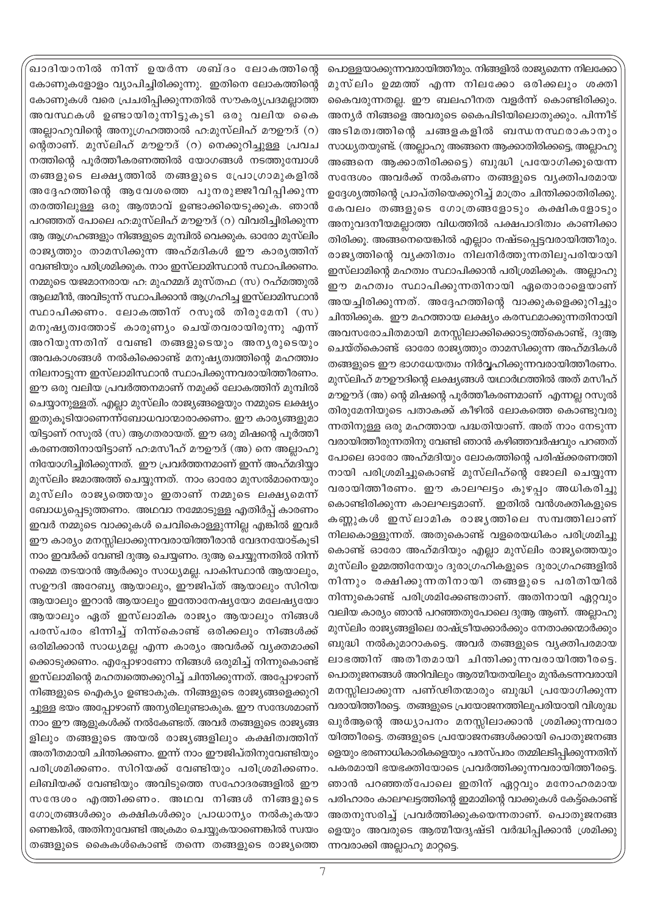ഖാദിയാനിൽ നിന്ന് ഉയർന്ന ശബ്ദം ലോകത്തിന്റെ കോണുകളോളം വ്യാപിച്ചിരിക്കുന്നു. ഇതിനെ ലോകത്തിന്റെ കോണുകൾ വരെ പ്രചരിപ്പിക്കുന്നതിൽ സൗകര്യപ്രദമല്ലാത്ത അവസ്ഥകൾ ഉണ്ടായിരുന്നിട്ടുകൂടി ഒരു വലിയ കൈ അല്ലാഹുവിന്റെ അനുഗ്രഹത്താൽ ഹ:മുസ്‌ലിഹ് മൗഊദ് (റ) ന്റെതാണ്. മുസ്‌ലിഹ് മൗഊദ് (റ) നെക്കുറിച്ചുള്ള പ്രവചനത്തിന്റെ പൂർത്തീകരണത്തിൽ യോഗങ്ങൾ നടത്തുമ്പോൾ തങ്ങളുടെ ലക്ഷ്യത്തിൽ തങ്ങളുടെ പ്രോഗ്രാമുകളിൽ അദ്ദേഹത്തിന്റെ ആവേശത്തെ പുനരുജ്ജീവിപ്പിക്കുന്ന തരത്തിലുള്ള ഒരു ആത്മാവ് ഉണ്ടാക്കിയെടുക്കുക. ഞാൻ പറഞ്ഞത് പോലെ ഹ:മുസ്‌ലിഹ് മൗഊദ് (റ) വിവരിച്ചിരിക്കുന്ന ആ ആഗ്രഹങ്ങളും നിങ്ങളുടെ മുമ്പിൽ വെക്കുക. ഓരോ മുസ്‌ലിം രാജ്യത്തും താമസിക്കുന്ന അഹ്മദികൾ ഈ കാര്യത്തിന് വേണ്ടിയും പരിശ്രമിക്കുക. നാം ഇസ്‌ലാമിസ്ഥാൻ സ്ഥാപിക്കണം. നമ്മുടെ യജമാനരായ ഹ: മുഹമ്മദ് മുസ്തഫ (സ) റഹ്മത്തുൽ ആലമീൻ, അവിടുന്ന് സ്ഥാപിക്കാൻ ആഗ്രഹിച്ച ഇസ്‌ലാമിസ്ഥാൻ സ്ഥാപിക്കണം. ലോകത്തിന് റസൂൽ തിരുമേനി (സ) മനുഷ്യത്വത്തോട് കാരുണ്യം ചെയ്തവരായിരുന്നു എന്ന് അറിയുന്നതിന് വേണ്ടി തങ്ങളുടെയും അന്യരുടെയും അവകാശങ്ങൾ നൽകിക്കൊണ്ട് മനുഷ്യത്വത്തിന്റെ മഹത്വം നിലനാട്ടുന്ന ഇസ്‌ലാമിസ്ഥാൻ സ്ഥാപിക്കുന്നവരായിത്തീരണം. ഈ ഒരു വലിയ പ്രവർത്തനമാണ് നമുക്ക് ലോകത്തിന് മുമ്പിൽ ചെയ്യാനുള്ളത്. എല്ലാ മുസ്‌ലിം രാജ്യങ്ങളെയും നമ്മുടെ ലക്ഷ്യം ഇതുകൂടിയാണെന്ന്ബോധവാന്മാരാക്കണം. ഈ കാര്യങ്ങളുമായിട്ടാണ് റസൂൽ (സ) ആഗതരായത്. ഈ ഒരു മിഷന്റെ പൂർത്തീകരണത്തിനായിട്ടാണ് ഹ:മസീഹ് മൗഊദ് (അ) നെ അല്ലാഹു നിയോഗിച്ചിരിക്കുന്നത്. ഈ പ്രവർത്തനമാണ് ഇന്ന് അഹ്മദിയ്യാ മുസ്‌ലിം ജമാഅത്ത് ചെയ്യുന്നത്. നാം ഓരോ മുസൽമാനെയും മുസ്‌ലിം രാജ്യത്തെയും ഇതാണ് നമ്മുടെ ലക്ഷ്യമെന്ന് ബോധ്യപ്പെടുത്തണം. അഥവാ നമ്മോടുള്ള എതിർപ്പ് കാരണം ഇവർ നമ്മുടെ വാക്കുകൾ ചെവികൊള്ളുന്നില്ല എങ്കിൽ ഇവർ ഈ കാര്യം മനസ്സിലാക്കുന്നവരായിത്തീരാൻ വേദനയോടുകൂടി നാം ഇവർക്ക് വേണ്ടി ദുആ ചെയ്യണം. ദുആ ചെയ്യുന്നതിൽ നിന്ന് നമ്മെ തടയാൻ ആർക്കും സാധ്യമല്ല. പാകിസ്ഥാൻ ആയാലും, സഊദി അറേബ്യ ആയാലും, ഈജിപ്ത് ആയാലും സിറിയ ആയാലും ഇറാൻ ആയാലും ഇന്തോനേഷ്യയോ മലേഷ്യയോ ആയാലും ഏത് ഇസ്‌ലാമിക രാജ്യം ആയാലും നിങ്ങൾ പരസ്പരം ഭിന്നിച്ച് നിന്ന്കൊണ്ട് ഒരിക്കലും നിങ്ങൾക്ക് ഒരിമിക്കാൻ സാധ്യമല്ല എന്ന കാര്യം അവർക്ക് വ്യക്തമാക്കിക്കൊടുക്കണം. എപ്പോഴാണോ നിങ്ങൾ ഒരുമിച്ച് നിന്നുകൊണ്ട് ഇസ്‌ലാമിന്റെ മഹത്വത്തെക്കുറിച്ച് ചിന്തിക്കുന്നത്. അപ്പോഴാണ് നിങ്ങളുടെ ഐക്യം ഉണ്ടാകുക. നിങ്ങളുടെ രാജ്യങ്ങളെക്കുറിച്ചുള്ള ഭയം അപ്പോഴാണ് അന്യരിലുണ്ടാകുക. ഈ സന്ദേശമാണ് നാം ഈ ആളുകൾക്ക് നൽകേണ്ടത്. അവർ തങ്ങളുടെ രാജ്യങ്ങളിലും തങ്ങളുടെ അയൽ രാജ്യങ്ങളിലും കക്ഷിത്വത്തിന് അതീതമായി ചിന്തിക്കണം. ഇന്ന് നാം ഈജിപ്തിനുവേണ്ടിയും പരിശ്രമിക്കണം. സിറിയക്ക് വേണ്ടിയും പരിശ്രമിക്കണം. ലിബിയക്ക് വേണ്ടിയും അവിടുത്തെ സഹോദരങ്ങളിൽ ഈ സന്ദേശം എത്തിക്കണം. അഥവ നിങ്ങൾ നിങ്ങളുടെ ഗോത്രങ്ങൾക്കും കക്ഷികൾക്കും പ്രാധാന്യം നൽകുകയാണെങ്കിൽ, അതിനുവേണ്ടി അക്രമം ചെയ്യുകയാണെങ്കിൽ സ്വയം തങ്ങളുടെ കൈകൾകൊണ്ട് തന്നെ തങ്ങളുടെ രാജ്യത്തെ പൊള്ളയാക്കുന്നവരായിത്തീരും. നിങ്ങളിൽ രാജ്യമെന്ന നിലക്കോ മുസ്‌ലിം ഉമ്മത്ത് എന്ന നിലക്കോ ഒരിക്കലും ശക്തി കൈവരുന്നതല്ല. ഈ ബലഹീനത വളർന്ന് കൊണ്ടിരിക്കും. അന്യർ നിങ്ങളെ അവരുടെ കൈപിടിയിലൊതുക്കും. പിന്നീട് അടിമത്വത്തിന്റെ ചങ്ങലകളിൽ ബന്ധനസ്ഥരാകാനും സാധ്യതയുണ്ട്. (അല്ലാഹു അങ്ങനെ ആക്കാതിരിക്കട്ടെ, അല്ലാഹു അങ്ങനെ ആക്കാതിരിക്കട്ടെ) ബുദ്ധി പ്രയോഗിക്കൂയെന്ന സന്ദേശം അവർക്ക് നൽകണം തങ്ങളുടെ വ്യക്തിപരമായ ഉദ്ദേശ്യത്തിന്റെ പ്രാപ്തിയെക്കുറിച്ച് മാത്രം ചിന്തിക്കാതിരിക്കൂ. കേവലം തങ്ങളുടെ ഗോത്രങ്ങളോടും കക്ഷികളോടും അനുവദനീയമല്ലാത്ത വിധത്തിൽ പക്ഷപാദിത്വം കാണിക്കാതിരിക്കൂ. അങ്ങനെയെങ്കിൽ എല്ലാം നഷ്ടപ്പെട്ടവരായിത്തീരും. രാജ്യത്തിന്റെ വ്യക്തിത്വം നിലനിർത്തുന്നതിലുപരിയായി ഇസ്‌ലാമിന്റെ മഹത്വം സ്ഥാപിക്കാൻ പരിശ്രമിക്കുക. അല്ലാഹു ഈ മഹത്വം സ്ഥാപിക്കുന്നതിനായി ഏതൊരാളെയാണ് അയച്ചിരിക്കുന്നത്. അദ്ദേഹത്തിന്റെ വാക്കുകളെക്കുറിച്ചും ചിന്തിക്കുക. ഈ മഹത്തായ ലക്ഷ്യം കരസ്ഥമാക്കുന്നതിനായി അവസരോചിതമായി മനസ്സിലാക്കിക്കൊടുത്ത്കൊണ്ട്, ദുആ ചെയ്ത്കൊണ്ട് ഓരോ രാജ്യത്തും താമസിക്കുന്ന അഹ്മദികൾ തങ്ങളുടെ ഈ ഭാഗധേയത്വം നിർവ്വഹിക്കുന്നവരായിത്തീരണം. മുസ്‌ലിഹ് മൗഊദിന്റെ ലക്ഷ്യങ്ങൾ യഥാർഥത്തിൽ അത് മസീഹ് മൗഊദ് (അ) ന്റെ മിഷന്റെ പൂർത്തീകരണമാണ് എന്നല്ല റസൂൽ തിരുമേനിയുടെ പതാകക്ക് കീഴിൽ ലോകത്തെ കൊണ്ടുവരുന്നതിനുള്ള ഒരു മഹത്തായ പദ്ധതിയാണ്. അത് നാം നേടുന്നവരായിത്തീരുന്നതിനു വേണ്ടി ഞാൻ കഴിഞ്ഞവർഷവും പറഞ്ഞ് പോലെ ഓരോ അഹ്മദിയും ലോകത്തിന്റെ പരിഷ്ക്കരണത്തിനായി പരിശ്രമിച്ചുകൊണ്ട് മുസ്‌ലിഹ്ന്റെ ജോലി ചെയ്യുന്നവരായിത്തീരണം. ഈ കാലഘട്ടം കുഴപ്പം അധികരിച്ചുകൊണ്ടിരിക്കുന്ന കാലഘട്ടമാണ്. ഇതിൽ വൻശക്തികളുടെ കണ്ണുകൾ ഇസ്‌ലാമിക രാജ്യത്തിലെ സമ്പത്തിലാണ് നിലകൊള്ളുന്നത്. അതുകൊണ്ട് വളരെയധികം പരിശ്രമിച്ചു കൊണ്ട് ഓരോ അഹ്മദിയും എല്ലാ മുസ്‌ലിം രാജ്യത്തെയും മുസ്‌ലിം ഉമ്മത്തിനേയും ദുരാഗ്രഹികളുടെ ദുരാഗ്രഹങ്ങളിൽ നിന്നും രക്ഷിക്കുന്നതിനായി തങ്ങളുടെ പരിതിയിൽ നിന്നുകൊണ്ട് പരിശ്രമിക്കേണ്ടതാണ്. അതിനായി ഏറ്റവും വലിയ കാര്യം ഞാൻ പറഞ്ഞതുപോലെ ദുആ ആണ്. അല്ലാഹു മുസ്‌ലിം രാജ്യങ്ങളിലെ രാഷ്ട്രീയക്കാർക്കും നേതാക്കന്മാർക്കും ബുദ്ധി നൽകുമാറാകട്ടെ. അവർ തങ്ങളുടെ വ്യക്തിപരമായ ലാഭത്തിന് അതീതമായി ചിന്തിക്കുന്നവരായിത്തീരട്ടെ. പൊതുജനങ്ങൾ അറിവിലും ആത്മീയതയിലും മുൻകടന്നവരായി മനസ്സിലാക്കുന്ന പണ്ഢിതന്മാരും ബുദ്ധി പ്രയോഗിക്കുന്നവരായിത്തീരട്ടെ. തങ്ങളുടെ പ്രയോജനത്തിലുപരിയായി വിശുദ്ധ ഖുർആന്റെ അധ്യാപനം മനസ്സിലാക്കാൻ ശ്രമിക്കുന്നവരായിത്തീരട്ടെ. തങ്ങളുടെ പ്രയോജനങ്ങൾക്കായി പൊതുജനങ്ങളെയും ഭരണാധികാരികളെയും പരസ്പരം തമ്മിലടിപ്പിക്കുന്നതിന് പകരമായി ഭയഭക്തിയോടെ പ്രവർത്തിക്കുന്നവരായിത്തീരട്ടെ. ഞാൻ പറഞ്ഞത്പോലെ ഇതിന് ഏറ്റവും മനോഹരമായ പരിഹാരം കാലഘട്ടത്തിന്റെ ഇമാമിന്റെ വാക്കുകൾ കേട്ട്കൊണ്ട് അതനുസരിച്ച് പ്രവർത്തിക്കുകയെന്നതാണ്. പൊതുജനങ്ങളെയും അവരുടെ ആത്മീയദൃഷ്ടി വർദ്ധിപ്പിക്കാൻ ശ്രമിക്കുന്നവരാക്കി അല്ലാഹു മാറ്റട്ടെ.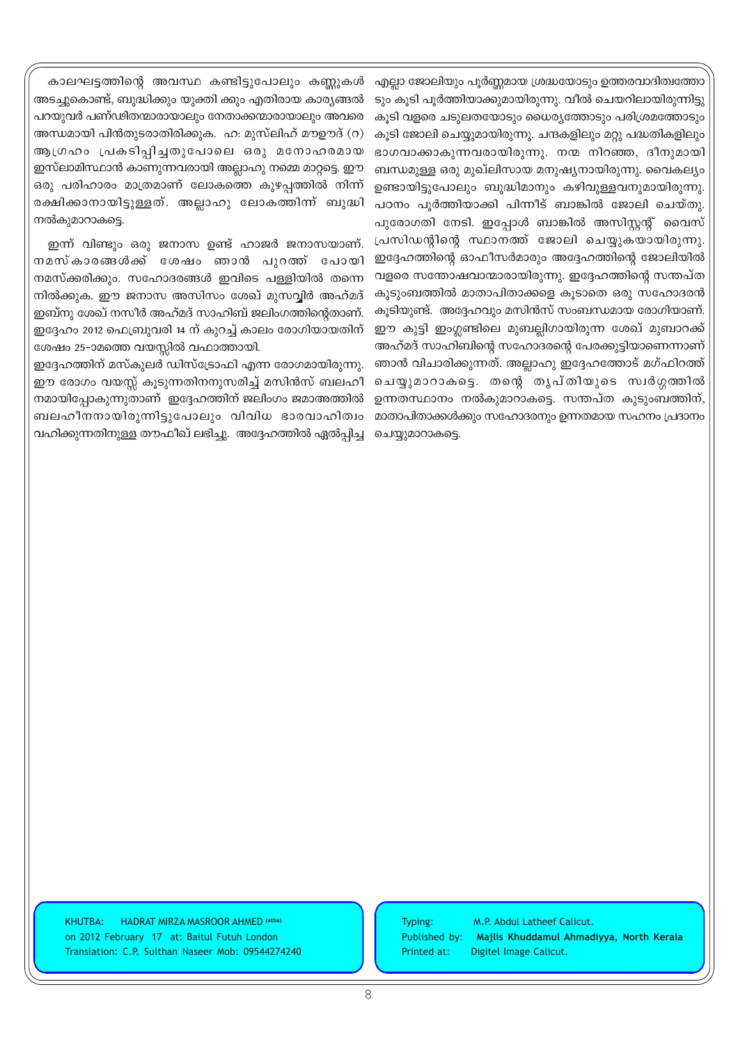കാലഘട്ടത്തിന്റെ അവസ്ഥ കണ്ടിട്ടുപോലും കണ്ണുകൾ അടച്ചുകൊണ്ട്, ബുദ്ധിക്കും യുക്തി ക്കും എതിരായ കാര്യങ്ങൾ പറയുവർ പണ്ഢിതന്മാരായാലും നേതാക്കന്മാരായാലും അവരെ അന്ധമായി പിൻതുടരാതിരിക്കുക. ഹ: മുസ്‌ലിഹ് മൗഊദ് (റ) ആഗ്രഹം പ്രകടിപ്പിച്ചതുപോലെ ഒരു മനോഹരമായ ഇസ്‌ലാമിസ്ഥാൻ കാണുന്നവരായി അല്ലാഹു നമ്മെ മാറ്റട്ടെ. ഈ ഒരു പരിഹാരം മാത്രമാണ് ലോകത്തെ കുഴപ്പത്തിൽ നിന്ന് രക്ഷിക്കാനായിട്ടുള്ളത്. അല്ലാഹു ലോകത്തിന്ന് ബുദ്ധി നൽകുമാറാകട്ടെ.

ഇന്ന് വിണ്ടും ഒരു ജനാസ ഉണ്ട് ഹാജർ ജനാസയാണ്. നമസ്കാരങ്ങൾക്ക് ശേഷം ഞാൻ പുറത്ത് പോയി നമസ്ക്കരിക്കും. സഹോദരങ്ങൾ ഇവിടെ പള്ളിയിൽ തന്നെ നിൽക്കുക. ഈ ജനാസ അസിസം ശേഖ് മുസവ്വിർ അഹ്മദ് ഇബ്നു ശേഖ് നസീർ അഹ്മദ് സാഹിബ് ജലിംഗത്തിന്റെതാണ്. ഇദ്ദേഹം 2012 ഫെബ്രുവരി 14 ന് കുറച്ച് കാലം രോഗിയായതിന് ശേഷം 25-ാമത്തെ വയസ്സിൽ വഫാത്തായി.

ഇദ്ദേഹത്തിന് മസ്കുലർ ഡിസ്ട്രോഫി എന്ന രോഗമായിരുന്നു. ഈ രോഗം വയസ്സ് കൂടുന്നതിനനുസരിച്ച് മസിൻസ് ബലഹീനമായിപ്പോകുന്നുതാണ് ഇദ്ദേഹത്തിന് ജലിംഗം ജമാഅത്തിൽ ബലഹീനനായിരുന്നിട്ടുപോലും വിവിധ ഭാരവാഹിത്വം വഹിക്കുന്നതിനുള്ള തൗഫീഖ് ലഭിച്ചു. അദ്ദേഹത്തിൽ ഏൽപ്പിച്ച എല്ലാ ജോലിയും പൂർണ്ണമായ ശ്രദ്ധയോടും ഉത്തരവാദിത്വത്തോടും കൂടി പൂർത്തിയാക്കുമായിരുന്നു. വീൽ ചെയറിലായിരുന്നിട്ടു കൂടി വളരെ ചടുലതയോടും ധൈര്യത്തോടും പരിശ്രമത്തോടും കൂടി ജോലി ചെയ്യുമായിരുന്നു. ചന്ദകളിലും മറ്റു പദ്ധതികളിലും ഭാഗവാക്കാകുന്നവരായിരുന്നു. നന്മ നിറഞ്ഞ, ദീനുമായി ബന്ധമുള്ള ഒരു മുഖ്‌ലിസായ മനുഷ്യനായിരുന്നു. വൈകല്യം ഉണ്ടായിട്ടുപോലും ബുദ്ധിമാനും കഴിവുള്ളവനുമായിരുന്നു. പഠനം പൂർത്തിയാക്കി പിന്നീട് ബാങ്കിൽ ജോലി ചെയ്തു. പുരോഗതി നേടി. ഇപ്പോൾ ബാങ്കിൽ അസിസ്റ്റന്റ് വൈസ് പ്രസിഡന്റിന്റെ സ്ഥാനത്ത് ജോലി ചെയ്യുകയായിരുന്നു. ഇദ്ദേഹത്തിന്റെ ഓഫീസർമാരും അദ്ദേഹത്തിന്റെ ജോലിയിൽ വളരെ സന്തോഷവാന്മാരായിരുന്നു. ഇദ്ദേഹത്തിന്റെ സന്തപ്ത കുടുംബത്തിൽ മാതാപിതാക്കളെ കൂടാതെ ഒരു സഹോദരൻ കൂടിയുണ്ട്. അദ്ദേഹവും മസിൻസ് സംബന്ധമായ രോഗിയാണ്. ഈ കുട്ടി ഇംഗ്ലണ്ടിലെ മുബല്ലിഗായിരുന്ന ശേഖ് മുബാറക് അഹ്മദ് സാഹിബിന്റെ സഹോദരന്റെ പേരക്കുട്ടിയാണെന്നാണ് ഞാൻ വിചാരിക്കുന്നത്. അല്ലാഹു ഇദ്ദേഹത്തോട് മഗ്ഫിറത്ത് ചെയ്യുമാറാകട്ടെ. തന്റെ തൃപ്തിയുടെ സ്വർഗ്ഗത്തിൽ ഉന്നതസ്ഥാനം നൽകുമാറാകട്ടെ. സന്തപ്ത കുടുംബത്തിന്, മാതാപിതാക്കൾക്കും സഹോദരനും ഉന്നതമായ സഹനം പ്രദാനം ചെയ്യുമാറാകട്ടെ.

KHUTBA: HADRAT MIRZA MASROOR AHMED (atba)
on 2012 February 17 at: Baitul Futuh London
Translation: C.P. Sulthan Naseer Mob: 09544274240

Typing: M.P. Abdul Latheef Calicut.
Published by: **Majlis Khuddamul Ahmadiyya, North Kerala**
Printed at: Digitel Image Calicut.